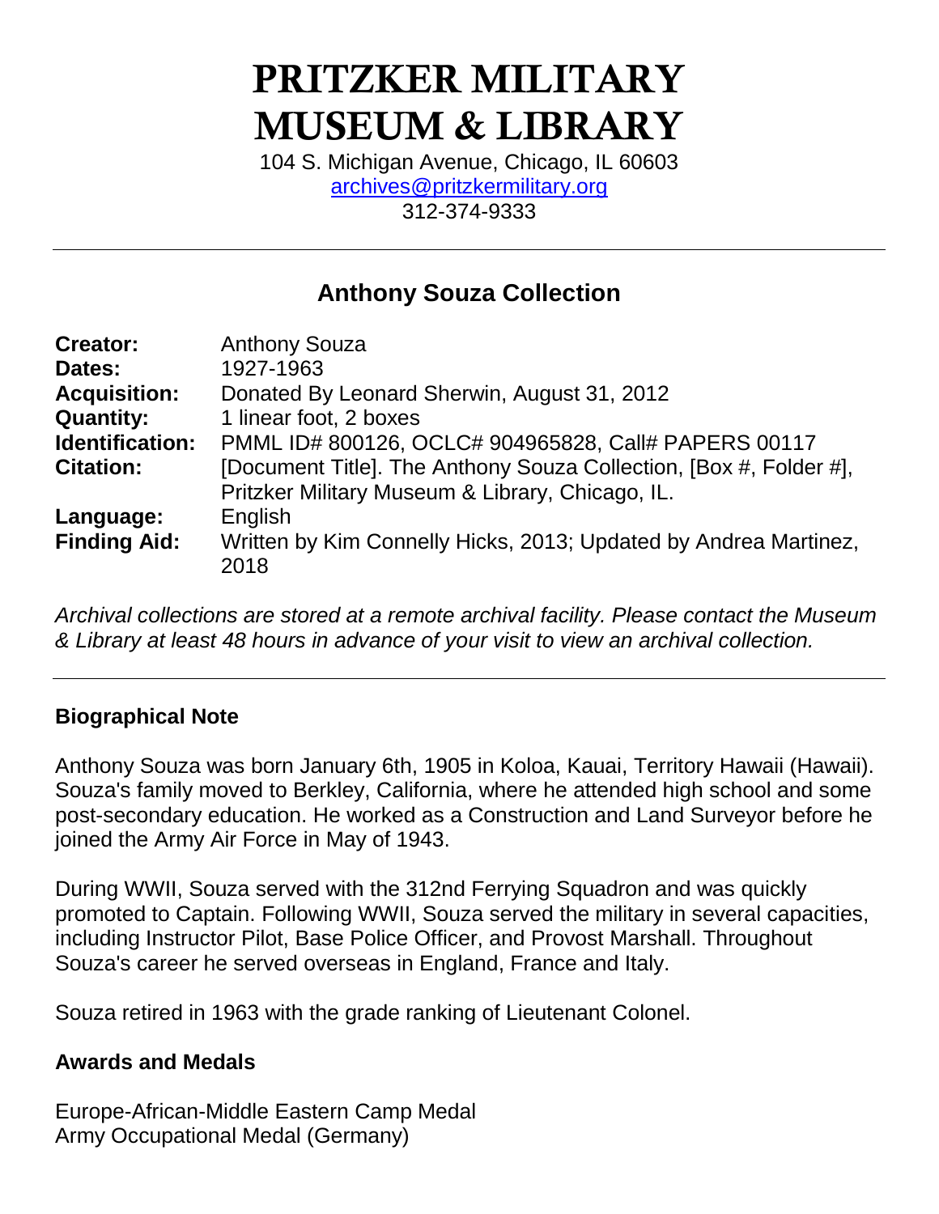# PRITZKER MILITARY MUSEUM & LIBRARY

104 S. Michigan Avenue, Chicago, IL 60603
archives@pritzkermilitary.org
312-374-9333

## Anthony Souza Collection

| | |
|---|---|
| **Creator:** | Anthony Souza |
| **Dates:** | 1927-1963 |
| **Acquisition:** | Donated By Leonard Sherwin, August 31, 2012 |
| **Quantity:** | 1 linear foot, 2 boxes |
| **Identification:** | PMML ID# 800126, OCLC# 904965828, Call# PAPERS 00117 |
| **Citation:** | [Document Title]. The Anthony Souza Collection, [Box #, Folder #], Pritzker Military Museum & Library, Chicago, IL. |
| **Language:** | English |
| **Finding Aid:** | Written by Kim Connelly Hicks, 2013; Updated by Andrea Martinez, 2018 |

*Archival collections are stored at a remote archival facility. Please contact the Museum & Library at least 48 hours in advance of your visit to view an archival collection.*

### Biographical Note

Anthony Souza was born January 6th, 1905 in Koloa, Kauai, Territory Hawaii (Hawaii). Souza's family moved to Berkley, California, where he attended high school and some post-secondary education. He worked as a Construction and Land Surveyor before he joined the Army Air Force in May of 1943.

During WWII, Souza served with the 312nd Ferrying Squadron and was quickly promoted to Captain. Following WWII, Souza served the military in several capacities, including Instructor Pilot, Base Police Officer, and Provost Marshall. Throughout Souza's career he served overseas in England, France and Italy.

Souza retired in 1963 with the grade ranking of Lieutenant Colonel.

### Awards and Medals

Europe-African-Middle Eastern Camp Medal
Army Occupational Medal (Germany)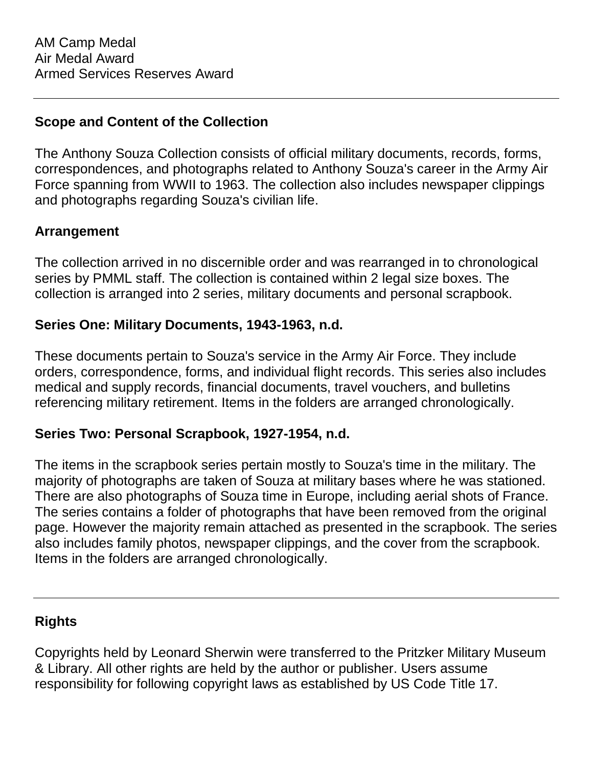AM Camp Medal
Air Medal Award
Armed Services Reserves Award

---

### Scope and Content of the Collection

The Anthony Souza Collection consists of official military documents, records, forms, correspondences, and photographs related to Anthony Souza's career in the Army Air Force spanning from WWII to 1963. The collection also includes newspaper clippings and photographs regarding Souza's civilian life.

### Arrangement

The collection arrived in no discernible order and was rearranged in to chronological series by PMML staff. The collection is contained within 2 legal size boxes. The collection is arranged into 2 series, military documents and personal scrapbook.

### Series One: Military Documents, 1943-1963, n.d.

These documents pertain to Souza's service in the Army Air Force. They include orders, correspondence, forms, and individual flight records. This series also includes medical and supply records, financial documents, travel vouchers, and bulletins referencing military retirement. Items in the folders are arranged chronologically.

### Series Two: Personal Scrapbook, 1927-1954, n.d.

The items in the scrapbook series pertain mostly to Souza's time in the military. The majority of photographs are taken of Souza at military bases where he was stationed. There are also photographs of Souza time in Europe, including aerial shots of France. The series contains a folder of photographs that have been removed from the original page. However the majority remain attached as presented in the scrapbook. The series also includes family photos, newspaper clippings, and the cover from the scrapbook. Items in the folders are arranged chronologically.

---

### Rights

Copyrights held by Leonard Sherwin were transferred to the Pritzker Military Museum & Library. All other rights are held by the author or publisher. Users assume responsibility for following copyright laws as established by US Code Title 17.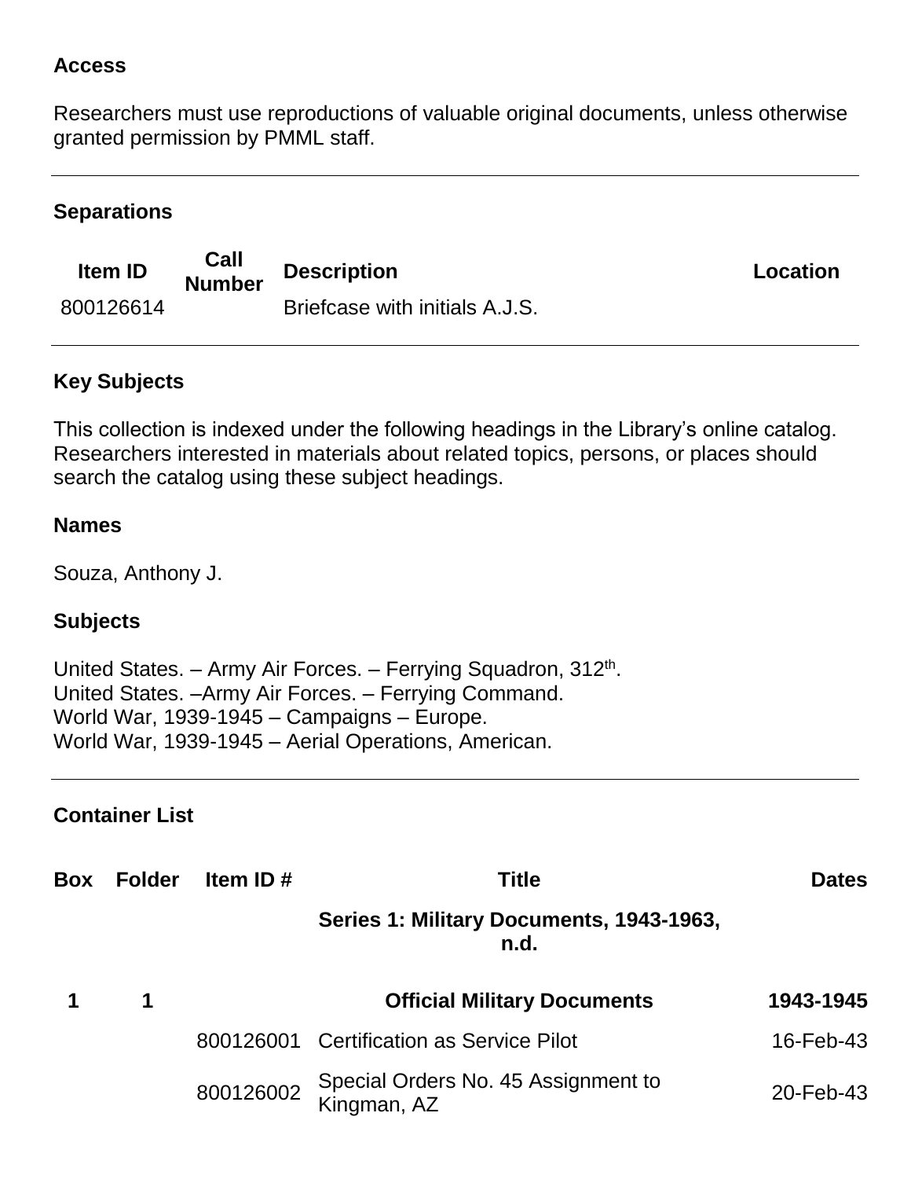### Access

Researchers must use reproductions of valuable original documents, unless otherwise granted permission by PMML staff.

---

### Separations

| Item ID | Call Number | Description | Location |
|---|---|---|---|
| 800126614 | | Briefcase with initials A.J.S. | |

---

### Key Subjects

This collection is indexed under the following headings in the Library's online catalog. Researchers interested in materials about related topics, persons, or places should search the catalog using these subject headings.

#### Names

Souza, Anthony J.

#### Subjects

United States. – Army Air Forces. – Ferrying Squadron, 312th.
United States. –Army Air Forces. – Ferrying Command.
World War, 1939-1945 – Campaigns – Europe.
World War, 1939-1945 – Aerial Operations, American.

---

### Container List

| Box | Folder | Item ID # | Title | Dates |
|---|---|---|---|---|
| | | | **Series 1: Military Documents, 1943-1963, n.d.** | |
| **1** | **1** | | **Official Military Documents** | **1943-1945** |
| | | 800126001 | Certification as Service Pilot | 16-Feb-43 |
| | | 800126002 | Special Orders No. 45 Assignment to Kingman, AZ | 20-Feb-43 |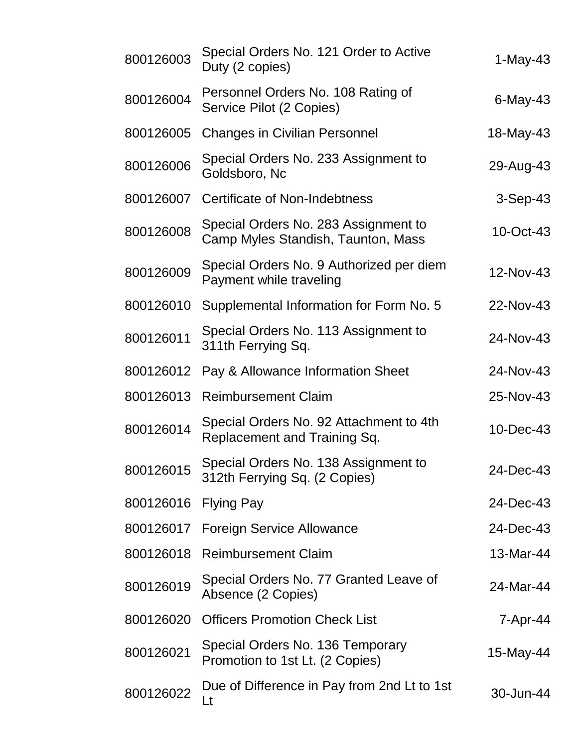| | | |
|---|---|---|
| 800126003 | Special Orders No. 121 Order to Active Duty (2 copies) | 1-May-43 |
| 800126004 | Personnel Orders No. 108 Rating of Service Pilot (2 Copies) | 6-May-43 |
| 800126005 | Changes in Civilian Personnel | 18-May-43 |
| 800126006 | Special Orders No. 233 Assignment to Goldsboro, Nc | 29-Aug-43 |
| 800126007 | Certificate of Non-Indebtness | 3-Sep-43 |
| 800126008 | Special Orders No. 283 Assignment to Camp Myles Standish, Taunton, Mass | 10-Oct-43 |
| 800126009 | Special Orders No. 9 Authorized per diem Payment while traveling | 12-Nov-43 |
| 800126010 | Supplemental Information for Form No. 5 | 22-Nov-43 |
| 800126011 | Special Orders No. 113 Assignment to 311th Ferrying Sq. | 24-Nov-43 |
| 800126012 | Pay & Allowance Information Sheet | 24-Nov-43 |
| 800126013 | Reimbursement Claim | 25-Nov-43 |
| 800126014 | Special Orders No. 92 Attachment to 4th Replacement and Training Sq. | 10-Dec-43 |
| 800126015 | Special Orders No. 138 Assignment to 312th Ferrying Sq. (2 Copies) | 24-Dec-43 |
| 800126016 | Flying Pay | 24-Dec-43 |
| 800126017 | Foreign Service Allowance | 24-Dec-43 |
| 800126018 | Reimbursement Claim | 13-Mar-44 |
| 800126019 | Special Orders No. 77 Granted Leave of Absence (2 Copies) | 24-Mar-44 |
| 800126020 | Officers Promotion Check List | 7-Apr-44 |
| 800126021 | Special Orders No. 136 Temporary Promotion to 1st Lt. (2 Copies) | 15-May-44 |
| 800126022 | Due of Difference in Pay from 2nd Lt to 1st Lt | 30-Jun-44 |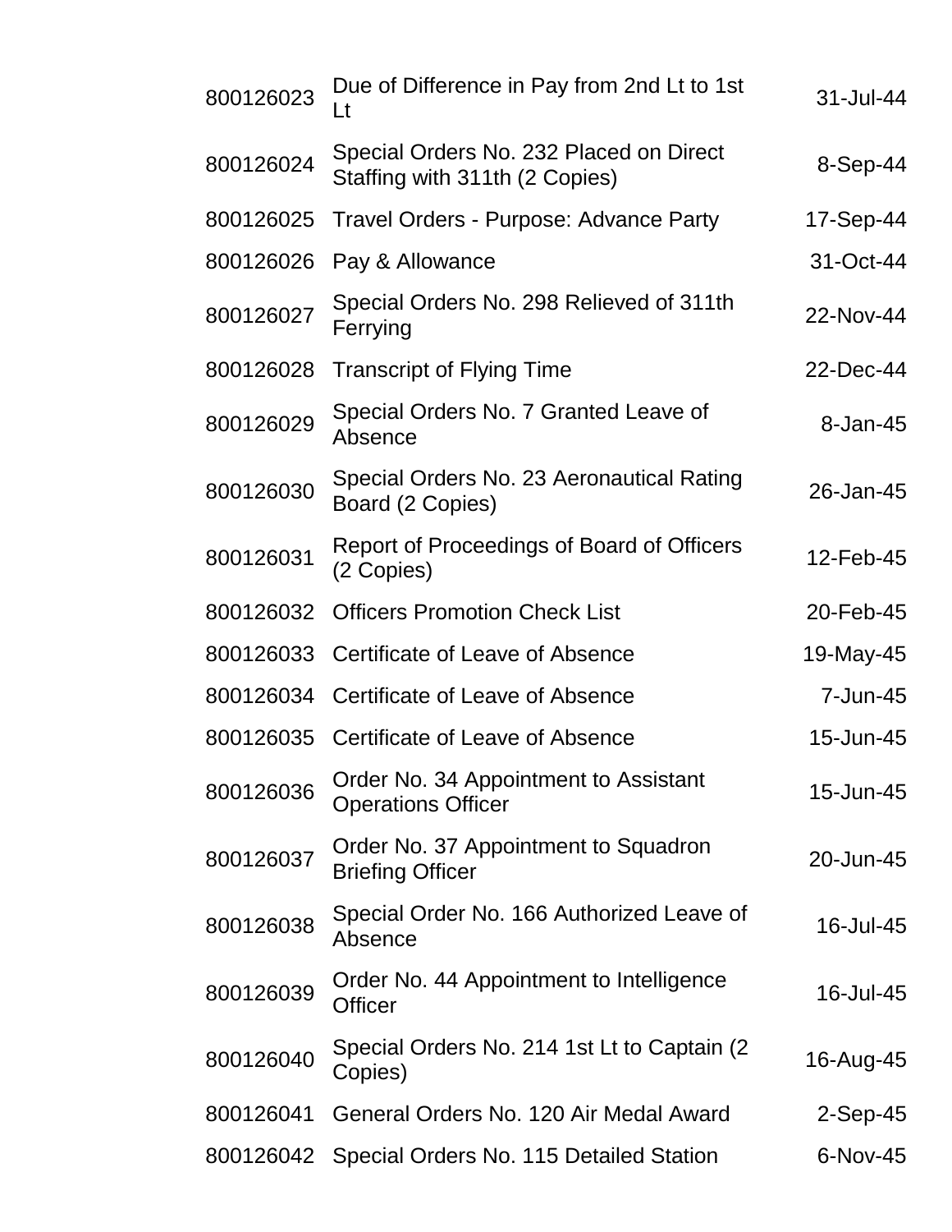| | | |
|---|---|---|
| 800126023 | Due of Difference in Pay from 2nd Lt to 1st Lt | 31-Jul-44 |
| 800126024 | Special Orders No. 232 Placed on Direct Staffing with 311th (2 Copies) | 8-Sep-44 |
| 800126025 | Travel Orders - Purpose: Advance Party | 17-Sep-44 |
| 800126026 | Pay & Allowance | 31-Oct-44 |
| 800126027 | Special Orders No. 298 Relieved of 311th Ferrying | 22-Nov-44 |
| 800126028 | Transcript of Flying Time | 22-Dec-44 |
| 800126029 | Special Orders No. 7 Granted Leave of Absence | 8-Jan-45 |
| 800126030 | Special Orders No. 23 Aeronautical Rating Board (2 Copies) | 26-Jan-45 |
| 800126031 | Report of Proceedings of Board of Officers (2 Copies) | 12-Feb-45 |
| 800126032 | Officers Promotion Check List | 20-Feb-45 |
| 800126033 | Certificate of Leave of Absence | 19-May-45 |
| 800126034 | Certificate of Leave of Absence | 7-Jun-45 |
| 800126035 | Certificate of Leave of Absence | 15-Jun-45 |
| 800126036 | Order No. 34 Appointment to Assistant Operations Officer | 15-Jun-45 |
| 800126037 | Order No. 37 Appointment to Squadron Briefing Officer | 20-Jun-45 |
| 800126038 | Special Order No. 166 Authorized Leave of Absence | 16-Jul-45 |
| 800126039 | Order No. 44 Appointment to Intelligence Officer | 16-Jul-45 |
| 800126040 | Special Orders No. 214 1st Lt to Captain (2 Copies) | 16-Aug-45 |
| 800126041 | General Orders No. 120 Air Medal Award | 2-Sep-45 |
| 800126042 | Special Orders No. 115 Detailed Station | 6-Nov-45 |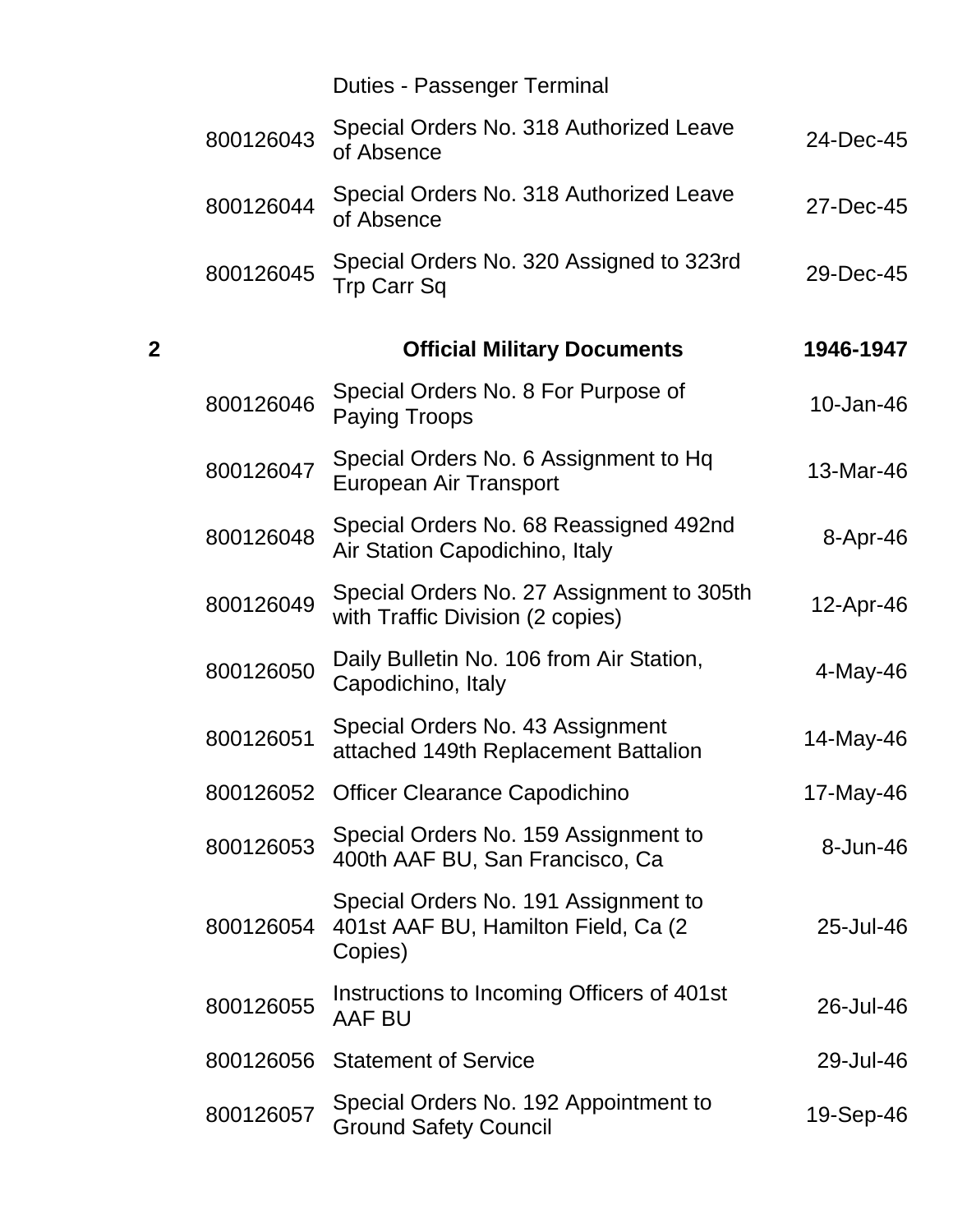| | | | |
|---|---|---|---|
| | | Duties - Passenger Terminal | |
| | 800126043 | Special Orders No. 318 Authorized Leave of Absence | 24-Dec-45 |
| | 800126044 | Special Orders No. 318 Authorized Leave of Absence | 27-Dec-45 |
| | 800126045 | Special Orders No. 320 Assigned to 323rd Trp Carr Sq | 29-Dec-45 |
| **2** | | **Official Military Documents** | **1946-1947** |
| | 800126046 | Special Orders No. 8 For Purpose of Paying Troops | 10-Jan-46 |
| | 800126047 | Special Orders No. 6 Assignment to Hq European Air Transport | 13-Mar-46 |
| | 800126048 | Special Orders No. 68 Reassigned 492nd Air Station Capodichino, Italy | 8-Apr-46 |
| | 800126049 | Special Orders No. 27 Assignment to 305th with Traffic Division (2 copies) | 12-Apr-46 |
| | 800126050 | Daily Bulletin No. 106 from Air Station, Capodichino, Italy | 4-May-46 |
| | 800126051 | Special Orders No. 43 Assignment attached 149th Replacement Battalion | 14-May-46 |
| | 800126052 | Officer Clearance Capodichino | 17-May-46 |
| | 800126053 | Special Orders No. 159 Assignment to 400th AAF BU, San Francisco, Ca | 8-Jun-46 |
| | 800126054 | Special Orders No. 191 Assignment to 401st AAF BU, Hamilton Field, Ca (2 Copies) | 25-Jul-46 |
| | 800126055 | Instructions to Incoming Officers of 401st AAF BU | 26-Jul-46 |
| | 800126056 | Statement of Service | 29-Jul-46 |
| | 800126057 | Special Orders No. 192 Appointment to Ground Safety Council | 19-Sep-46 |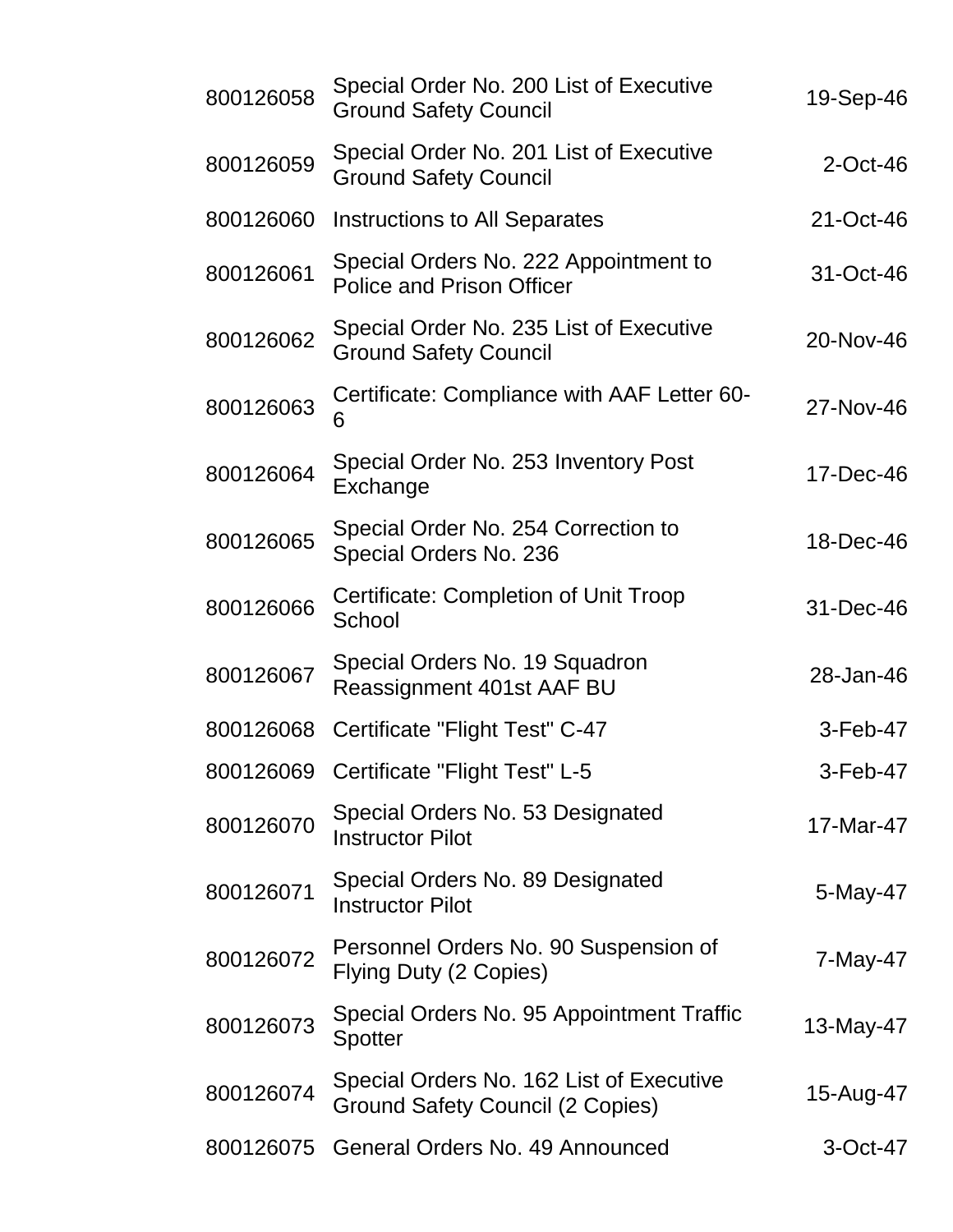| | | |
|---|---|---|
| 800126058 | Special Order No. 200 List of Executive Ground Safety Council | 19-Sep-46 |
| 800126059 | Special Order No. 201 List of Executive Ground Safety Council | 2-Oct-46 |
| 800126060 | Instructions to All Separates | 21-Oct-46 |
| 800126061 | Special Orders No. 222 Appointment to Police and Prison Officer | 31-Oct-46 |
| 800126062 | Special Order No. 235 List of Executive Ground Safety Council | 20-Nov-46 |
| 800126063 | Certificate: Compliance with AAF Letter 60-6 | 27-Nov-46 |
| 800126064 | Special Order No. 253 Inventory Post Exchange | 17-Dec-46 |
| 800126065 | Special Order No. 254 Correction to Special Orders No. 236 | 18-Dec-46 |
| 800126066 | Certificate: Completion of Unit Troop School | 31-Dec-46 |
| 800126067 | Special Orders No. 19 Squadron Reassignment 401st AAF BU | 28-Jan-46 |
| 800126068 | Certificate "Flight Test" C-47 | 3-Feb-47 |
| 800126069 | Certificate "Flight Test" L-5 | 3-Feb-47 |
| 800126070 | Special Orders No. 53 Designated Instructor Pilot | 17-Mar-47 |
| 800126071 | Special Orders No. 89 Designated Instructor Pilot | 5-May-47 |
| 800126072 | Personnel Orders No. 90 Suspension of Flying Duty (2 Copies) | 7-May-47 |
| 800126073 | Special Orders No. 95 Appointment Traffic Spotter | 13-May-47 |
| 800126074 | Special Orders No. 162 List of Executive Ground Safety Council (2 Copies) | 15-Aug-47 |
| 800126075 | General Orders No. 49 Announced | 3-Oct-47 |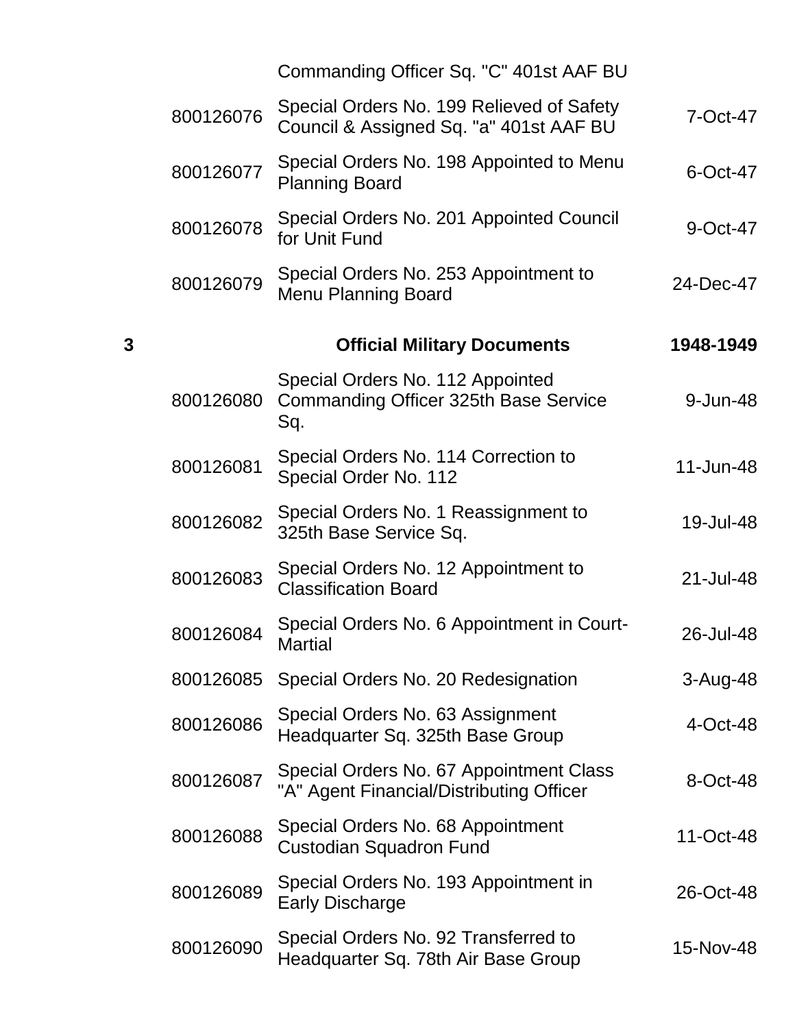| | | | |
|---|---|---|---|
| | | Commanding Officer Sq. "C" 401st AAF BU | |
| | 800126076 | Special Orders No. 199 Relieved of Safety Council & Assigned Sq. "a" 401st AAF BU | 7-Oct-47 |
| | 800126077 | Special Orders No. 198 Appointed to Menu Planning Board | 6-Oct-47 |
| | 800126078 | Special Orders No. 201 Appointed Council for Unit Fund | 9-Oct-47 |
| | 800126079 | Special Orders No. 253 Appointment to Menu Planning Board | 24-Dec-47 |
| **3** | | **Official Military Documents** | **1948-1949** |
| | 800126080 | Special Orders No. 112 Appointed Commanding Officer 325th Base Service Sq. | 9-Jun-48 |
| | 800126081 | Special Orders No. 114 Correction to Special Order No. 112 | 11-Jun-48 |
| | 800126082 | Special Orders No. 1 Reassignment to 325th Base Service Sq. | 19-Jul-48 |
| | 800126083 | Special Orders No. 12 Appointment to Classification Board | 21-Jul-48 |
| | 800126084 | Special Orders No. 6 Appointment in Court-Martial | 26-Jul-48 |
| | 800126085 | Special Orders No. 20 Redesignation | 3-Aug-48 |
| | 800126086 | Special Orders No. 63 Assignment Headquarter Sq. 325th Base Group | 4-Oct-48 |
| | 800126087 | Special Orders No. 67 Appointment Class "A" Agent Financial/Distributing Officer | 8-Oct-48 |
| | 800126088 | Special Orders No. 68 Appointment Custodian Squadron Fund | 11-Oct-48 |
| | 800126089 | Special Orders No. 193 Appointment in Early Discharge | 26-Oct-48 |
| | 800126090 | Special Orders No. 92 Transferred to Headquarter Sq. 78th Air Base Group | 15-Nov-48 |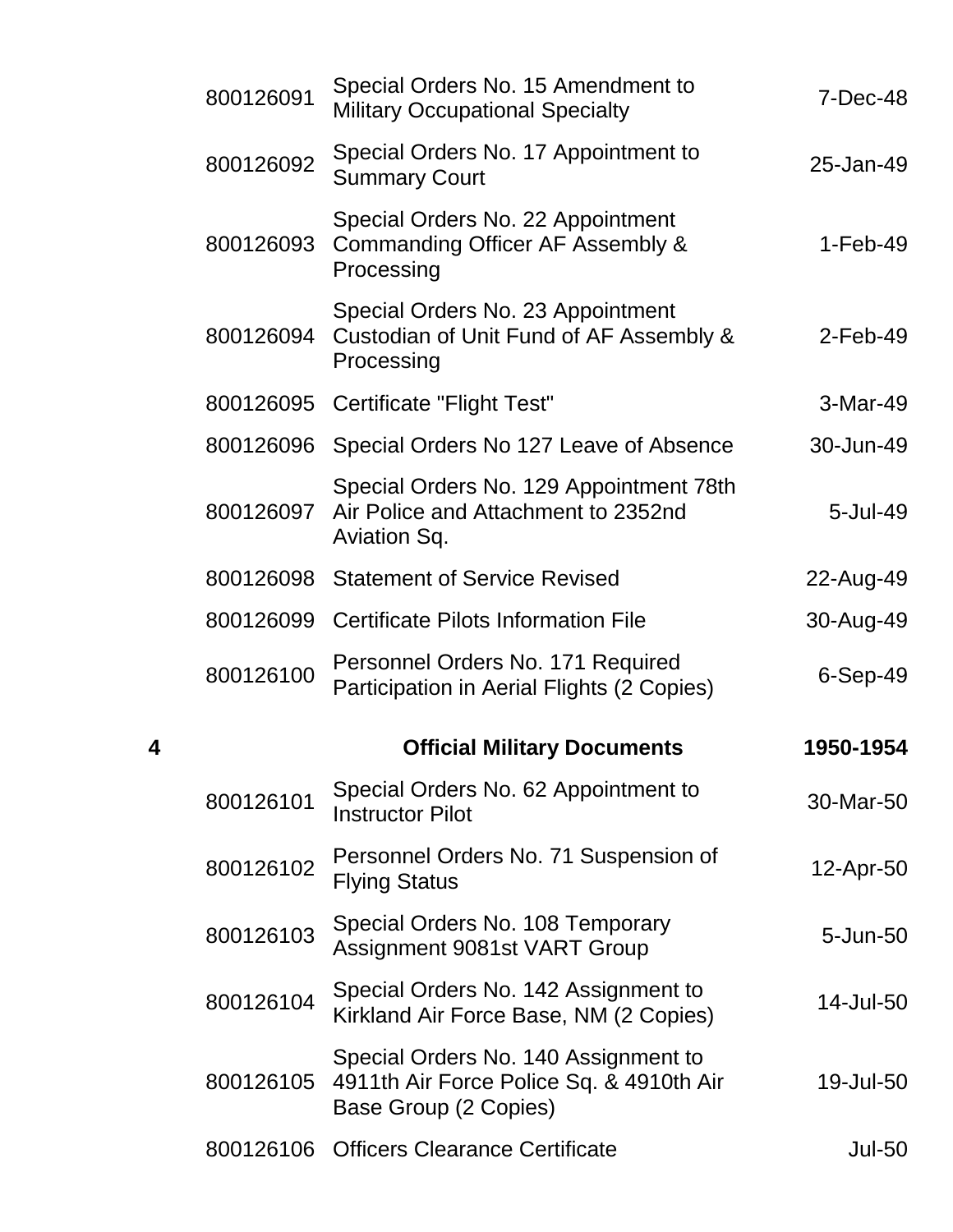| | | | |
|---|---|---|---|
| | 800126091 | Special Orders No. 15 Amendment to Military Occupational Specialty | 7-Dec-48 |
| | 800126092 | Special Orders No. 17 Appointment to Summary Court | 25-Jan-49 |
| | 800126093 | Special Orders No. 22 Appointment Commanding Officer AF Assembly & Processing | 1-Feb-49 |
| | 800126094 | Special Orders No. 23 Appointment Custodian of Unit Fund of AF Assembly & Processing | 2-Feb-49 |
| | 800126095 | Certificate "Flight Test" | 3-Mar-49 |
| | 800126096 | Special Orders No 127 Leave of Absence | 30-Jun-49 |
| | 800126097 | Special Orders No. 129 Appointment 78th Air Police and Attachment to 2352nd Aviation Sq. | 5-Jul-49 |
| | 800126098 | Statement of Service Revised | 22-Aug-49 |
| | 800126099 | Certificate Pilots Information File | 30-Aug-49 |
| | 800126100 | Personnel Orders No. 171 Required Participation in Aerial Flights (2 Copies) | 6-Sep-49 |
| **4** | | **Official Military Documents** | **1950-1954** |
| | 800126101 | Special Orders No. 62 Appointment to Instructor Pilot | 30-Mar-50 |
| | 800126102 | Personnel Orders No. 71 Suspension of Flying Status | 12-Apr-50 |
| | 800126103 | Special Orders No. 108 Temporary Assignment 9081st VART Group | 5-Jun-50 |
| | 800126104 | Special Orders No. 142 Assignment to Kirkland Air Force Base, NM (2 Copies) | 14-Jul-50 |
| | 800126105 | Special Orders No. 140 Assignment to 4911th Air Force Police Sq. & 4910th Air Base Group (2 Copies) | 19-Jul-50 |
| | 800126106 | Officers Clearance Certificate | Jul-50 |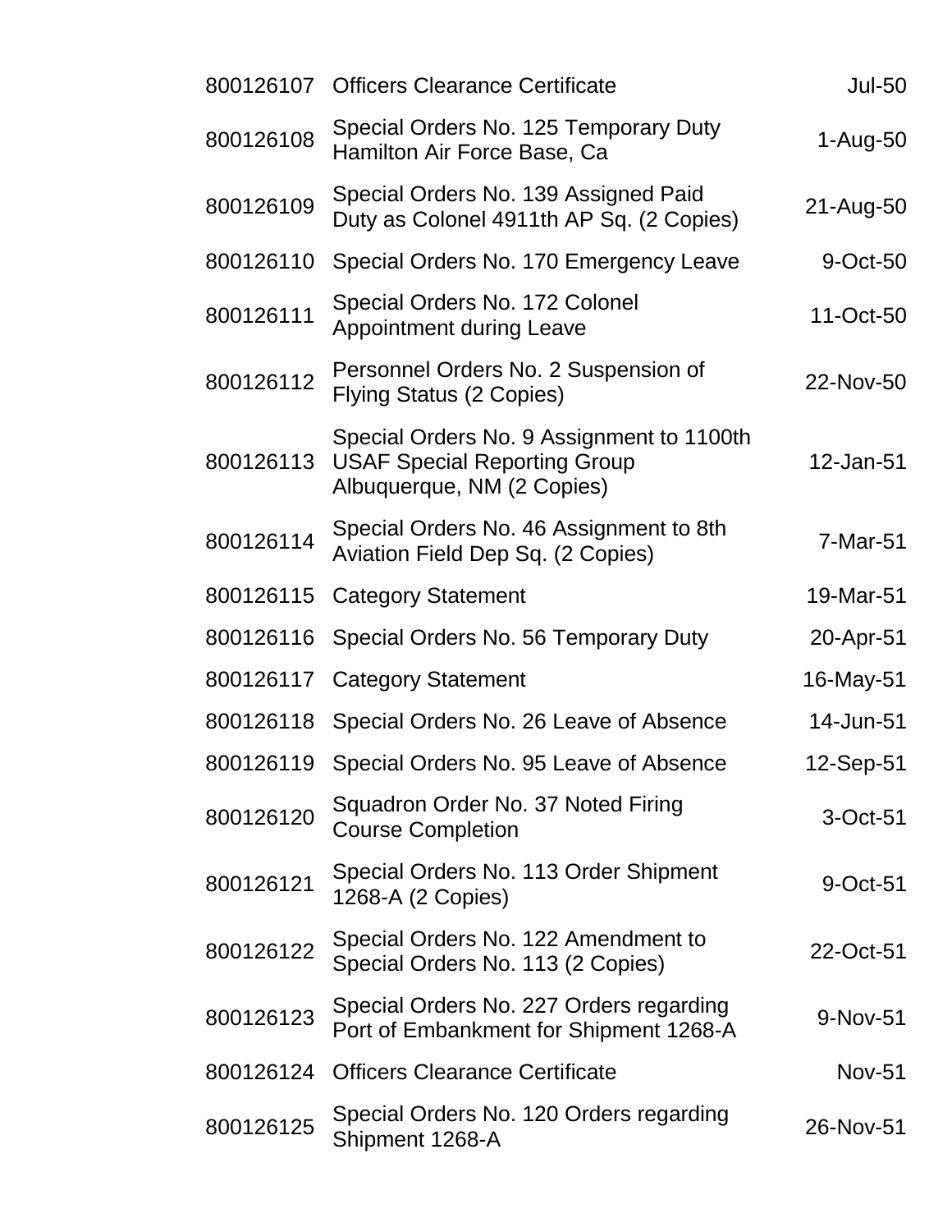| | | |
|---|---|---|
| 800126107 | Officers Clearance Certificate | Jul-50 |
| 800126108 | Special Orders No. 125 Temporary Duty Hamilton Air Force Base, Ca | 1-Aug-50 |
| 800126109 | Special Orders No. 139 Assigned Paid Duty as Colonel 4911th AP Sq. (2 Copies) | 21-Aug-50 |
| 800126110 | Special Orders No. 170 Emergency Leave | 9-Oct-50 |
| 800126111 | Special Orders No. 172 Colonel Appointment during Leave | 11-Oct-50 |
| 800126112 | Personnel Orders No. 2 Suspension of Flying Status (2 Copies) | 22-Nov-50 |
| 800126113 | Special Orders No. 9 Assignment to 1100th USAF Special Reporting Group Albuquerque, NM (2 Copies) | 12-Jan-51 |
| 800126114 | Special Orders No. 46 Assignment to 8th Aviation Field Dep Sq. (2 Copies) | 7-Mar-51 |
| 800126115 | Category Statement | 19-Mar-51 |
| 800126116 | Special Orders No. 56 Temporary Duty | 20-Apr-51 |
| 800126117 | Category Statement | 16-May-51 |
| 800126118 | Special Orders No. 26 Leave of Absence | 14-Jun-51 |
| 800126119 | Special Orders No. 95 Leave of Absence | 12-Sep-51 |
| 800126120 | Squadron Order No. 37 Noted Firing Course Completion | 3-Oct-51 |
| 800126121 | Special Orders No. 113 Order Shipment 1268-A (2 Copies) | 9-Oct-51 |
| 800126122 | Special Orders No. 122 Amendment to Special Orders No. 113 (2 Copies) | 22-Oct-51 |
| 800126123 | Special Orders No. 227 Orders regarding Port of Embankment for Shipment 1268-A | 9-Nov-51 |
| 800126124 | Officers Clearance Certificate | Nov-51 |
| 800126125 | Special Orders No. 120 Orders regarding Shipment 1268-A | 26-Nov-51 |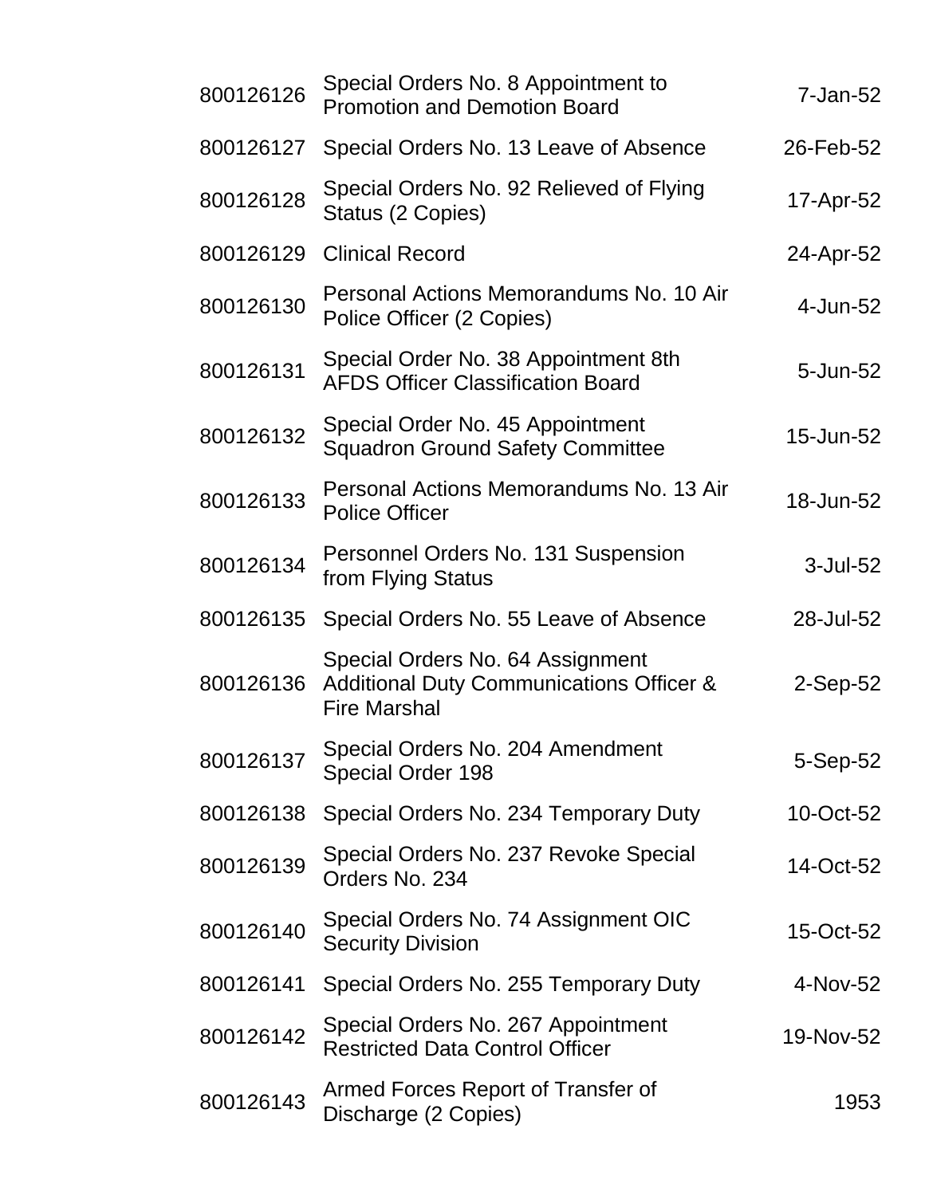| | | |
|---|---|---|
| 800126126 | Special Orders No. 8 Appointment to Promotion and Demotion Board | 7-Jan-52 |
| 800126127 | Special Orders No. 13 Leave of Absence | 26-Feb-52 |
| 800126128 | Special Orders No. 92 Relieved of Flying Status (2 Copies) | 17-Apr-52 |
| 800126129 | Clinical Record | 24-Apr-52 |
| 800126130 | Personal Actions Memorandums No. 10 Air Police Officer (2 Copies) | 4-Jun-52 |
| 800126131 | Special Order No. 38 Appointment 8th AFDS Officer Classification Board | 5-Jun-52 |
| 800126132 | Special Order No. 45 Appointment Squadron Ground Safety Committee | 15-Jun-52 |
| 800126133 | Personal Actions Memorandums No. 13 Air Police Officer | 18-Jun-52 |
| 800126134 | Personnel Orders No. 131 Suspension from Flying Status | 3-Jul-52 |
| 800126135 | Special Orders No. 55 Leave of Absence | 28-Jul-52 |
| 800126136 | Special Orders No. 64 Assignment Additional Duty Communications Officer & Fire Marshal | 2-Sep-52 |
| 800126137 | Special Orders No. 204 Amendment Special Order 198 | 5-Sep-52 |
| 800126138 | Special Orders No. 234 Temporary Duty | 10-Oct-52 |
| 800126139 | Special Orders No. 237 Revoke Special Orders No. 234 | 14-Oct-52 |
| 800126140 | Special Orders No. 74 Assignment OIC Security Division | 15-Oct-52 |
| 800126141 | Special Orders No. 255 Temporary Duty | 4-Nov-52 |
| 800126142 | Special Orders No. 267 Appointment Restricted Data Control Officer | 19-Nov-52 |
| 800126143 | Armed Forces Report of Transfer of Discharge (2 Copies) | 1953 |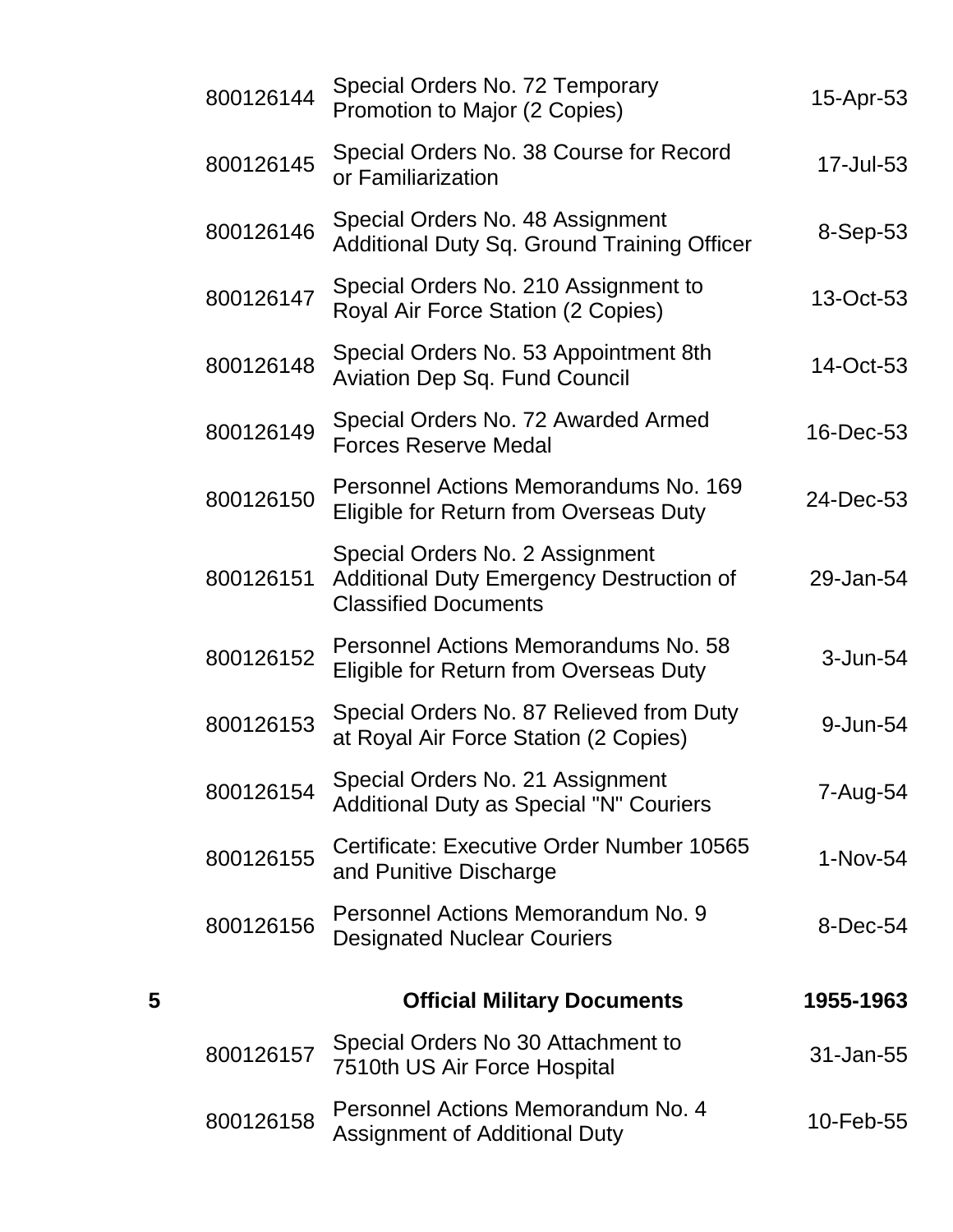| | | | |
|---|---|---|---|
| | 800126144 | Special Orders No. 72 Temporary Promotion to Major (2 Copies) | 15-Apr-53 |
| | 800126145 | Special Orders No. 38 Course for Record or Familiarization | 17-Jul-53 |
| | 800126146 | Special Orders No. 48 Assignment Additional Duty Sq. Ground Training Officer | 8-Sep-53 |
| | 800126147 | Special Orders No. 210 Assignment to Royal Air Force Station (2 Copies) | 13-Oct-53 |
| | 800126148 | Special Orders No. 53 Appointment 8th Aviation Dep Sq. Fund Council | 14-Oct-53 |
| | 800126149 | Special Orders No. 72 Awarded Armed Forces Reserve Medal | 16-Dec-53 |
| | 800126150 | Personnel Actions Memorandums No. 169 Eligible for Return from Overseas Duty | 24-Dec-53 |
| | 800126151 | Special Orders No. 2 Assignment Additional Duty Emergency Destruction of Classified Documents | 29-Jan-54 |
| | 800126152 | Personnel Actions Memorandums No. 58 Eligible for Return from Overseas Duty | 3-Jun-54 |
| | 800126153 | Special Orders No. 87 Relieved from Duty at Royal Air Force Station (2 Copies) | 9-Jun-54 |
| | 800126154 | Special Orders No. 21 Assignment Additional Duty as Special "N" Couriers | 7-Aug-54 |
| | 800126155 | Certificate: Executive Order Number 10565 and Punitive Discharge | 1-Nov-54 |
| | 800126156 | Personnel Actions Memorandum No. 9 Designated Nuclear Couriers | 8-Dec-54 |
| **5** | | **Official Military Documents** | **1955-1963** |
| | 800126157 | Special Orders No 30 Attachment to 7510th US Air Force Hospital | 31-Jan-55 |
| | 800126158 | Personnel Actions Memorandum No. 4 Assignment of Additional Duty | 10-Feb-55 |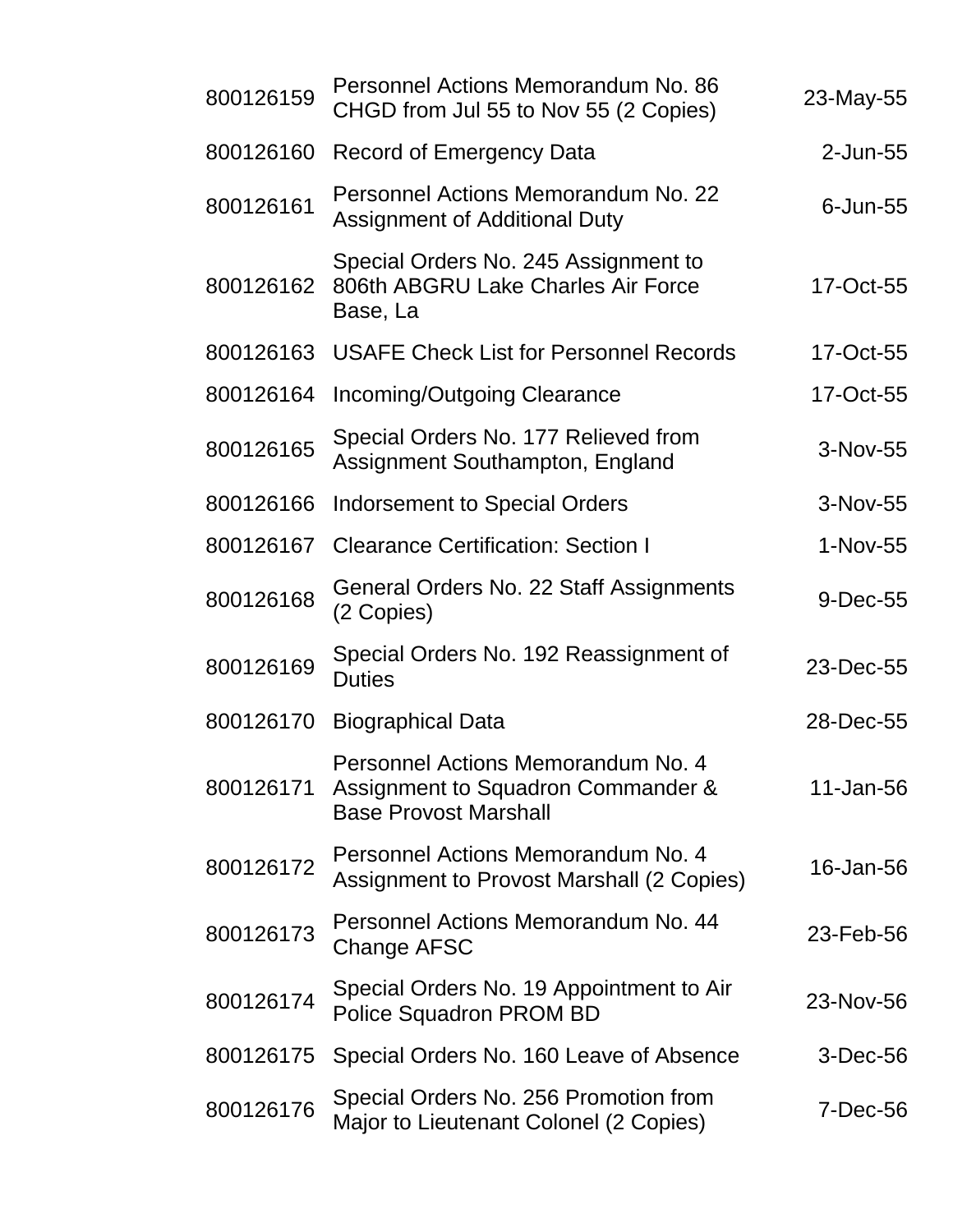| | | |
|---|---|---|
| 800126159 | Personnel Actions Memorandum No. 86 CHGD from Jul 55 to Nov 55 (2 Copies) | 23-May-55 |
| 800126160 | Record of Emergency Data | 2-Jun-55 |
| 800126161 | Personnel Actions Memorandum No. 22 Assignment of Additional Duty | 6-Jun-55 |
| 800126162 | Special Orders No. 245 Assignment to 806th ABGRU Lake Charles Air Force Base, La | 17-Oct-55 |
| 800126163 | USAFE Check List for Personnel Records | 17-Oct-55 |
| 800126164 | Incoming/Outgoing Clearance | 17-Oct-55 |
| 800126165 | Special Orders No. 177 Relieved from Assignment Southampton, England | 3-Nov-55 |
| 800126166 | Indorsement to Special Orders | 3-Nov-55 |
| 800126167 | Clearance Certification: Section I | 1-Nov-55 |
| 800126168 | General Orders No. 22 Staff Assignments (2 Copies) | 9-Dec-55 |
| 800126169 | Special Orders No. 192 Reassignment of Duties | 23-Dec-55 |
| 800126170 | Biographical Data | 28-Dec-55 |
| 800126171 | Personnel Actions Memorandum No. 4 Assignment to Squadron Commander & Base Provost Marshall | 11-Jan-56 |
| 800126172 | Personnel Actions Memorandum No. 4 Assignment to Provost Marshall (2 Copies) | 16-Jan-56 |
| 800126173 | Personnel Actions Memorandum No. 44 Change AFSC | 23-Feb-56 |
| 800126174 | Special Orders No. 19 Appointment to Air Police Squadron PROM BD | 23-Nov-56 |
| 800126175 | Special Orders No. 160 Leave of Absence | 3-Dec-56 |
| 800126176 | Special Orders No. 256 Promotion from Major to Lieutenant Colonel (2 Copies) | 7-Dec-56 |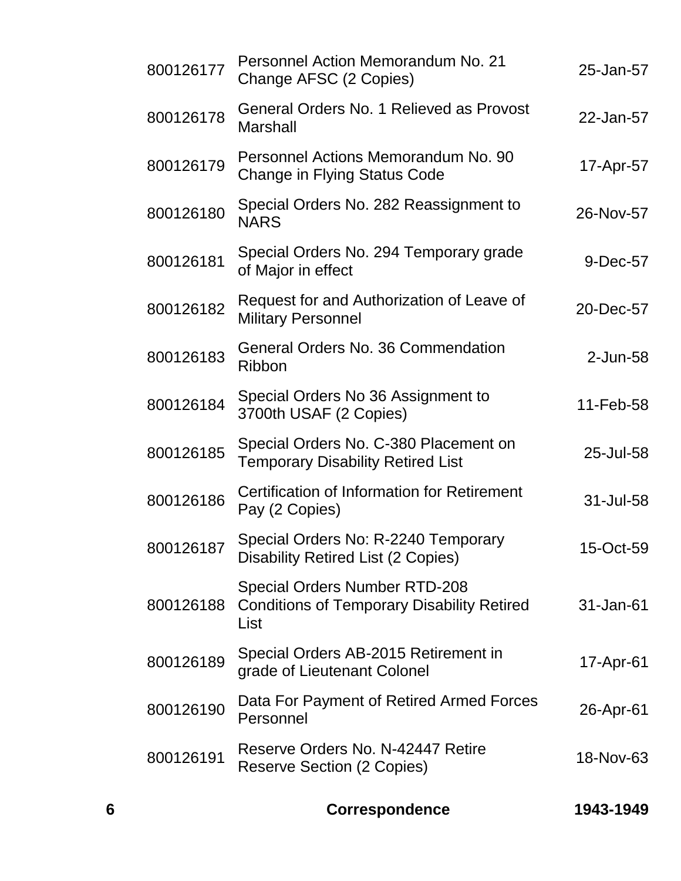| | | |
|---|---|---|
| 800126177 | Personnel Action Memorandum No. 21 Change AFSC (2 Copies) | 25-Jan-57 |
| 800126178 | General Orders No. 1 Relieved as Provost Marshall | 22-Jan-57 |
| 800126179 | Personnel Actions Memorandum No. 90 Change in Flying Status Code | 17-Apr-57 |
| 800126180 | Special Orders No. 282 Reassignment to NARS | 26-Nov-57 |
| 800126181 | Special Orders No. 294 Temporary grade of Major in effect | 9-Dec-57 |
| 800126182 | Request for and Authorization of Leave of Military Personnel | 20-Dec-57 |
| 800126183 | General Orders No. 36 Commendation Ribbon | 2-Jun-58 |
| 800126184 | Special Orders No 36 Assignment to 3700th USAF (2 Copies) | 11-Feb-58 |
| 800126185 | Special Orders No. C-380 Placement on Temporary Disability Retired List | 25-Jul-58 |
| 800126186 | Certification of Information for Retirement Pay (2 Copies) | 31-Jul-58 |
| 800126187 | Special Orders No: R-2240 Temporary Disability Retired List (2 Copies) | 15-Oct-59 |
| 800126188 | Special Orders Number RTD-208 Conditions of Temporary Disability Retired List | 31-Jan-61 |
| 800126189 | Special Orders AB-2015 Retirement in grade of Lieutenant Colonel | 17-Apr-61 |
| 800126190 | Data For Payment of Retired Armed Forces Personnel | 26-Apr-61 |
| 800126191 | Reserve Orders No. N-42447 Retire Reserve Section (2 Copies) | 18-Nov-63 |

**6 Correspondence 1943-1949**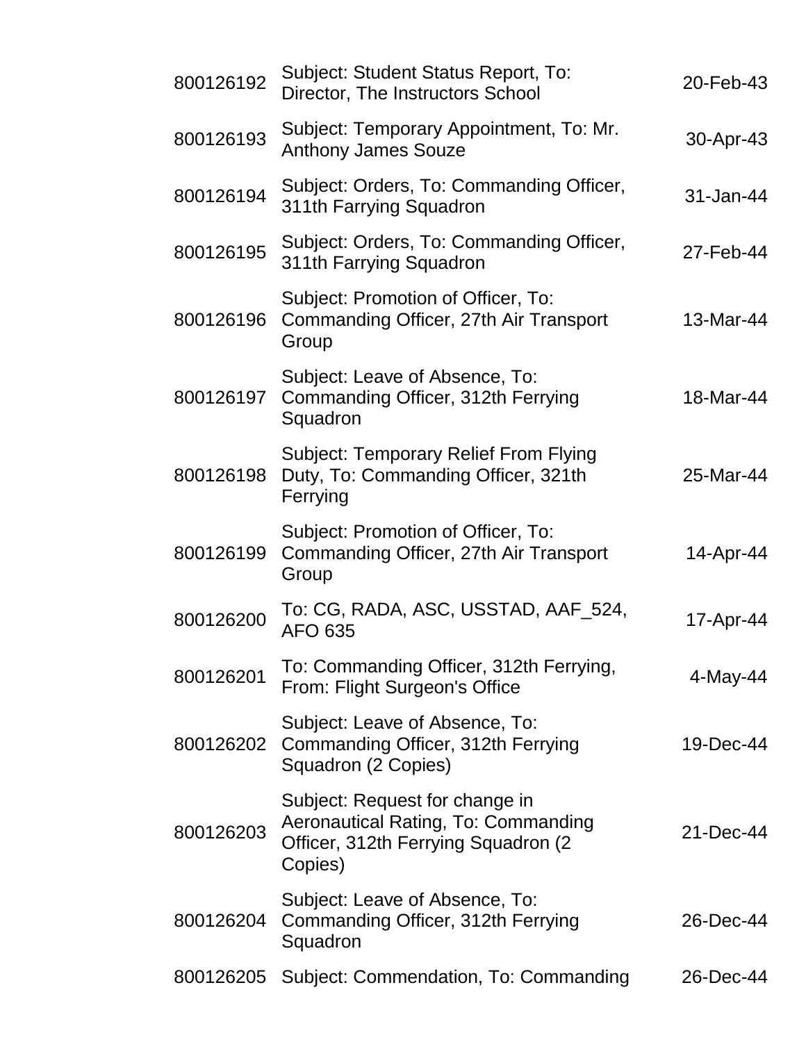| | | |
|---|---|---|
| 800126192 | Subject: Student Status Report, To: Director, The Instructors School | 20-Feb-43 |
| 800126193 | Subject: Temporary Appointment, To: Mr. Anthony James Souze | 30-Apr-43 |
| 800126194 | Subject: Orders, To: Commanding Officer, 311th Farrying Squadron | 31-Jan-44 |
| 800126195 | Subject: Orders, To: Commanding Officer, 311th Farrying Squadron | 27-Feb-44 |
| 800126196 | Subject: Promotion of Officer, To: Commanding Officer, 27th Air Transport Group | 13-Mar-44 |
| 800126197 | Subject: Leave of Absence, To: Commanding Officer, 312th Ferrying Squadron | 18-Mar-44 |
| 800126198 | Subject: Temporary Relief From Flying Duty, To: Commanding Officer, 321th Ferrying | 25-Mar-44 |
| 800126199 | Subject: Promotion of Officer, To: Commanding Officer, 27th Air Transport Group | 14-Apr-44 |
| 800126200 | To: CG, RADA, ASC, USSTAD, AAF_524, AFO 635 | 17-Apr-44 |
| 800126201 | To: Commanding Officer, 312th Ferrying, From: Flight Surgeon's Office | 4-May-44 |
| 800126202 | Subject: Leave of Absence, To: Commanding Officer, 312th Ferrying Squadron (2 Copies) | 19-Dec-44 |
| 800126203 | Subject: Request for change in Aeronautical Rating, To: Commanding Officer, 312th Ferrying Squadron (2 Copies) | 21-Dec-44 |
| 800126204 | Subject: Leave of Absence, To: Commanding Officer, 312th Ferrying Squadron | 26-Dec-44 |
| 800126205 | Subject: Commendation, To: Commanding | 26-Dec-44 |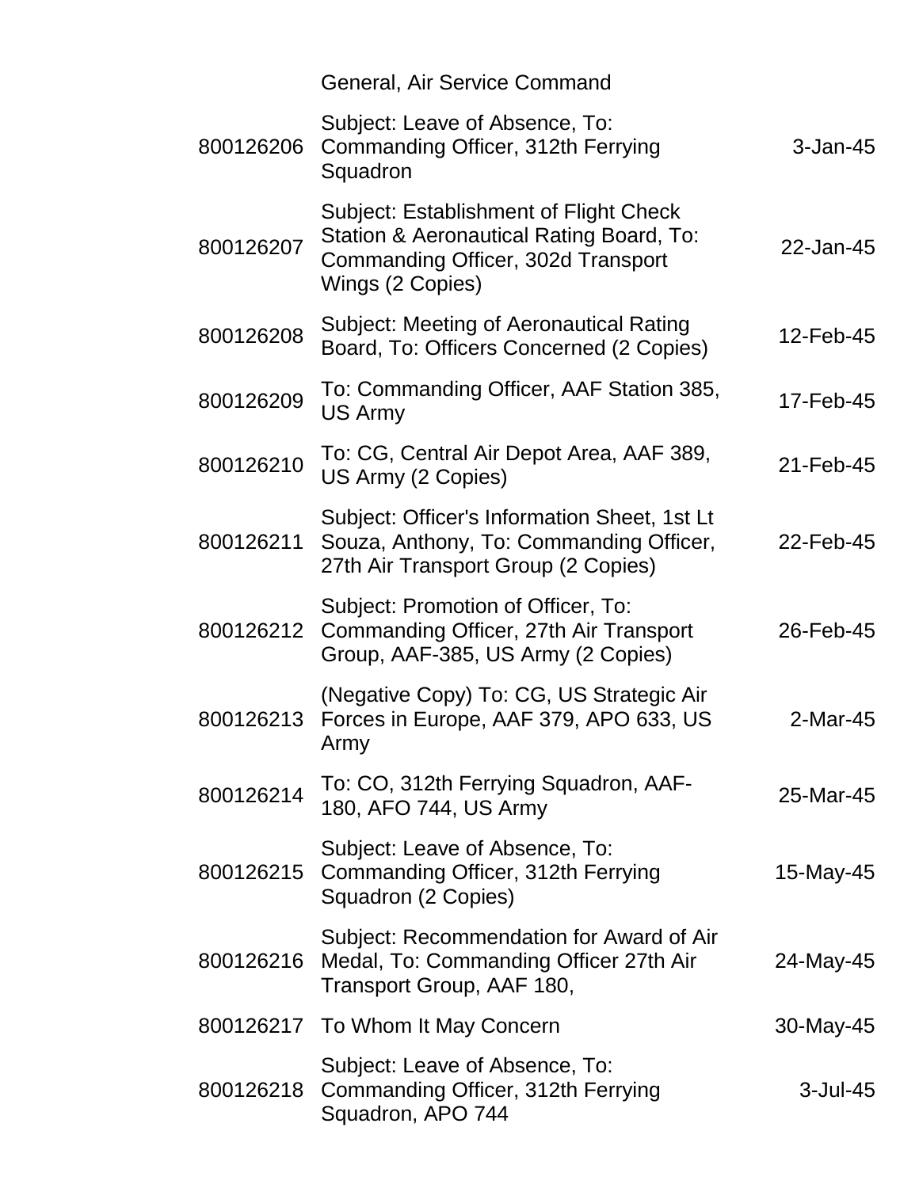| | | |
|---|---|---|
| | General, Air Service Command | |
| 800126206 | Subject: Leave of Absence, To: Commanding Officer, 312th Ferrying Squadron | 3-Jan-45 |
| 800126207 | Subject: Establishment of Flight Check Station & Aeronautical Rating Board, To: Commanding Officer, 302d Transport Wings (2 Copies) | 22-Jan-45 |
| 800126208 | Subject: Meeting of Aeronautical Rating Board, To: Officers Concerned (2 Copies) | 12-Feb-45 |
| 800126209 | To: Commanding Officer, AAF Station 385, US Army | 17-Feb-45 |
| 800126210 | To: CG, Central Air Depot Area, AAF 389, US Army (2 Copies) | 21-Feb-45 |
| 800126211 | Subject: Officer's Information Sheet, 1st Lt Souza, Anthony, To: Commanding Officer, 27th Air Transport Group (2 Copies) | 22-Feb-45 |
| 800126212 | Subject: Promotion of Officer, To: Commanding Officer, 27th Air Transport Group, AAF-385, US Army (2 Copies) | 26-Feb-45 |
| 800126213 | (Negative Copy) To: CG, US Strategic Air Forces in Europe, AAF 379, APO 633, US Army | 2-Mar-45 |
| 800126214 | To: CO, 312th Ferrying Squadron, AAF-180, AFO 744, US Army | 25-Mar-45 |
| 800126215 | Subject: Leave of Absence, To: Commanding Officer, 312th Ferrying Squadron (2 Copies) | 15-May-45 |
| 800126216 | Subject: Recommendation for Award of Air Medal, To: Commanding Officer 27th Air Transport Group, AAF 180, | 24-May-45 |
| 800126217 | To Whom It May Concern | 30-May-45 |
| 800126218 | Subject: Leave of Absence, To: Commanding Officer, 312th Ferrying Squadron, APO 744 | 3-Jul-45 |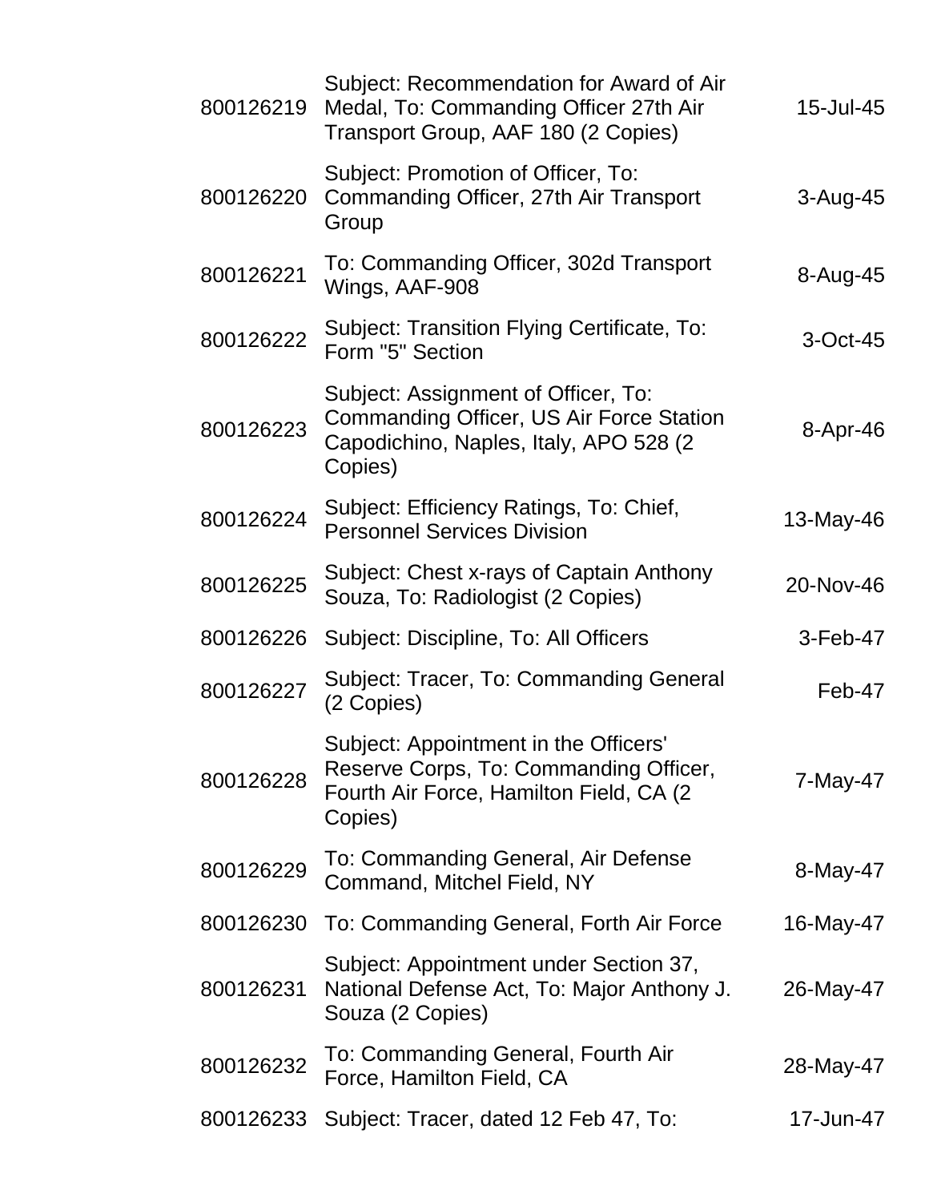| | | |
|---|---|---|
| 800126219 | Subject: Recommendation for Award of Air Medal, To: Commanding Officer 27th Air Transport Group, AAF 180 (2 Copies) | 15-Jul-45 |
| 800126220 | Subject: Promotion of Officer, To: Commanding Officer, 27th Air Transport Group | 3-Aug-45 |
| 800126221 | To: Commanding Officer, 302d Transport Wings, AAF-908 | 8-Aug-45 |
| 800126222 | Subject: Transition Flying Certificate, To: Form "5" Section | 3-Oct-45 |
| 800126223 | Subject: Assignment of Officer, To: Commanding Officer, US Air Force Station Capodichino, Naples, Italy, APO 528 (2 Copies) | 8-Apr-46 |
| 800126224 | Subject: Efficiency Ratings, To: Chief, Personnel Services Division | 13-May-46 |
| 800126225 | Subject: Chest x-rays of Captain Anthony Souza, To: Radiologist (2 Copies) | 20-Nov-46 |
| 800126226 | Subject: Discipline, To: All Officers | 3-Feb-47 |
| 800126227 | Subject: Tracer, To: Commanding General (2 Copies) | Feb-47 |
| 800126228 | Subject: Appointment in the Officers' Reserve Corps, To: Commanding Officer, Fourth Air Force, Hamilton Field, CA (2 Copies) | 7-May-47 |
| 800126229 | To: Commanding General, Air Defense Command, Mitchel Field, NY | 8-May-47 |
| 800126230 | To: Commanding General, Forth Air Force | 16-May-47 |
| 800126231 | Subject: Appointment under Section 37, National Defense Act, To: Major Anthony J. Souza (2 Copies) | 26-May-47 |
| 800126232 | To: Commanding General, Fourth Air Force, Hamilton Field, CA | 28-May-47 |
| 800126233 | Subject: Tracer, dated 12 Feb 47, To: | 17-Jun-47 |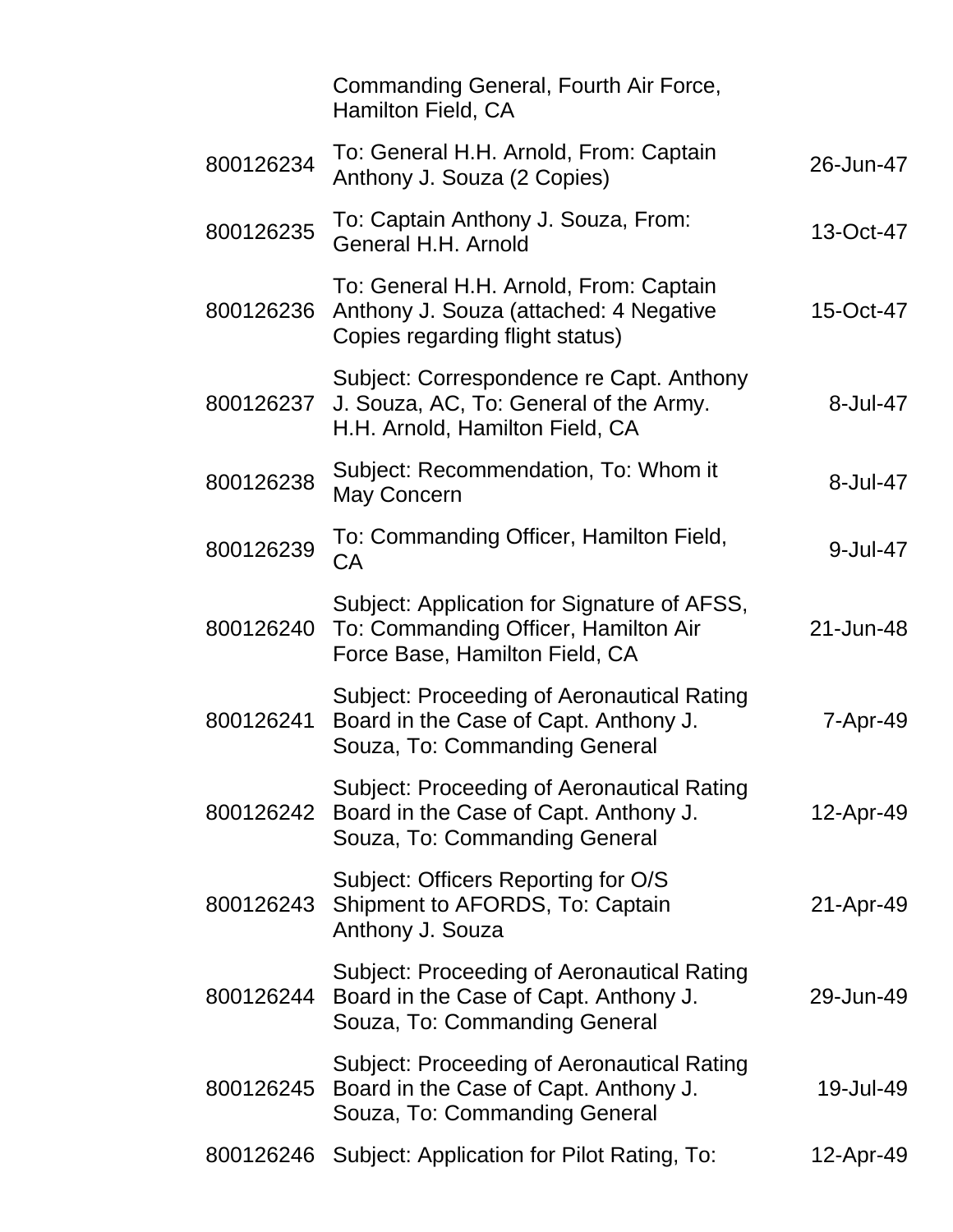| | | |
|---|---|---|
| | Commanding General, Fourth Air Force, Hamilton Field, CA | |
| 800126234 | To: General H.H. Arnold, From: Captain Anthony J. Souza (2 Copies) | 26-Jun-47 |
| 800126235 | To: Captain Anthony J. Souza, From: General H.H. Arnold | 13-Oct-47 |
| 800126236 | To: General H.H. Arnold, From: Captain Anthony J. Souza (attached: 4 Negative Copies regarding flight status) | 15-Oct-47 |
| 800126237 | Subject: Correspondence re Capt. Anthony J. Souza, AC, To: General of the Army. H.H. Arnold, Hamilton Field, CA | 8-Jul-47 |
| 800126238 | Subject: Recommendation, To: Whom it May Concern | 8-Jul-47 |
| 800126239 | To: Commanding Officer, Hamilton Field, CA | 9-Jul-47 |
| 800126240 | Subject: Application for Signature of AFSS, To: Commanding Officer, Hamilton Air Force Base, Hamilton Field, CA | 21-Jun-48 |
| 800126241 | Subject: Proceeding of Aeronautical Rating Board in the Case of Capt. Anthony J. Souza, To: Commanding General | 7-Apr-49 |
| 800126242 | Subject: Proceeding of Aeronautical Rating Board in the Case of Capt. Anthony J. Souza, To: Commanding General | 12-Apr-49 |
| 800126243 | Subject: Officers Reporting for O/S Shipment to AFORDS, To: Captain Anthony J. Souza | 21-Apr-49 |
| 800126244 | Subject: Proceeding of Aeronautical Rating Board in the Case of Capt. Anthony J. Souza, To: Commanding General | 29-Jun-49 |
| 800126245 | Subject: Proceeding of Aeronautical Rating Board in the Case of Capt. Anthony J. Souza, To: Commanding General | 19-Jul-49 |
| 800126246 | Subject: Application for Pilot Rating, To: | 12-Apr-49 |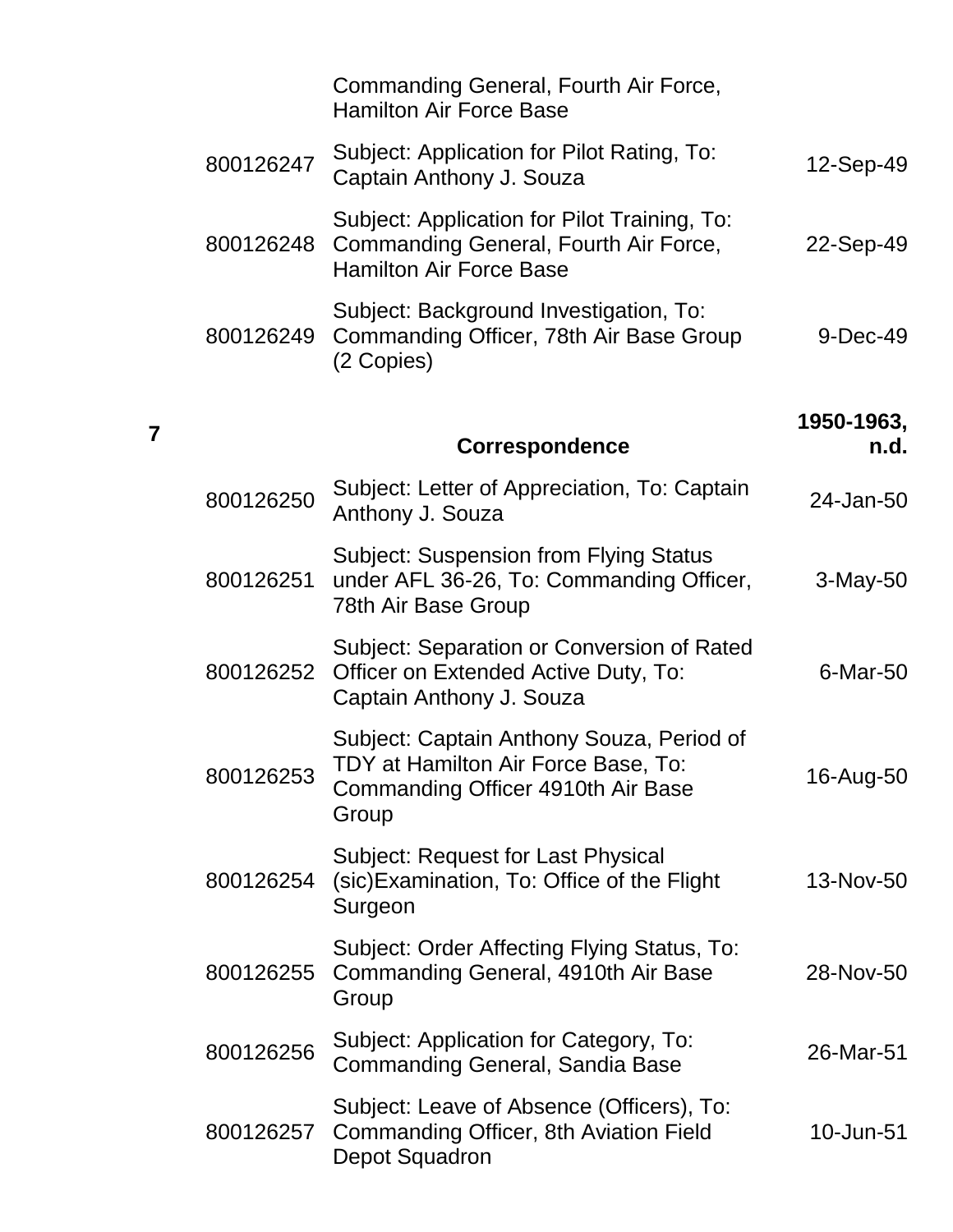| | | | |
|---|---|---|---|
| | | Commanding General, Fourth Air Force, Hamilton Air Force Base | |
| | 800126247 | Subject: Application for Pilot Rating, To: Captain Anthony J. Souza | 12-Sep-49 |
| | 800126248 | Subject: Application for Pilot Training, To: Commanding General, Fourth Air Force, Hamilton Air Force Base | 22-Sep-49 |
| | 800126249 | Subject: Background Investigation, To: Commanding Officer, 78th Air Base Group (2 Copies) | 9-Dec-49 |
| **7** | | **Correspondence** | **1950-1963, n.d.** |
| | 800126250 | Subject: Letter of Appreciation, To: Captain Anthony J. Souza | 24-Jan-50 |
| | 800126251 | Subject: Suspension from Flying Status under AFL 36-26, To: Commanding Officer, 78th Air Base Group | 3-May-50 |
| | 800126252 | Subject: Separation or Conversion of Rated Officer on Extended Active Duty, To: Captain Anthony J. Souza | 6-Mar-50 |
| | 800126253 | Subject: Captain Anthony Souza, Period of TDY at Hamilton Air Force Base, To: Commanding Officer 4910th Air Base Group | 16-Aug-50 |
| | 800126254 | Subject: Request for Last Physical (sic)Examination, To: Office of the Flight Surgeon | 13-Nov-50 |
| | 800126255 | Subject: Order Affecting Flying Status, To: Commanding General, 4910th Air Base Group | 28-Nov-50 |
| | 800126256 | Subject: Application for Category, To: Commanding General, Sandia Base | 26-Mar-51 |
| | 800126257 | Subject: Leave of Absence (Officers), To: Commanding Officer, 8th Aviation Field Depot Squadron | 10-Jun-51 |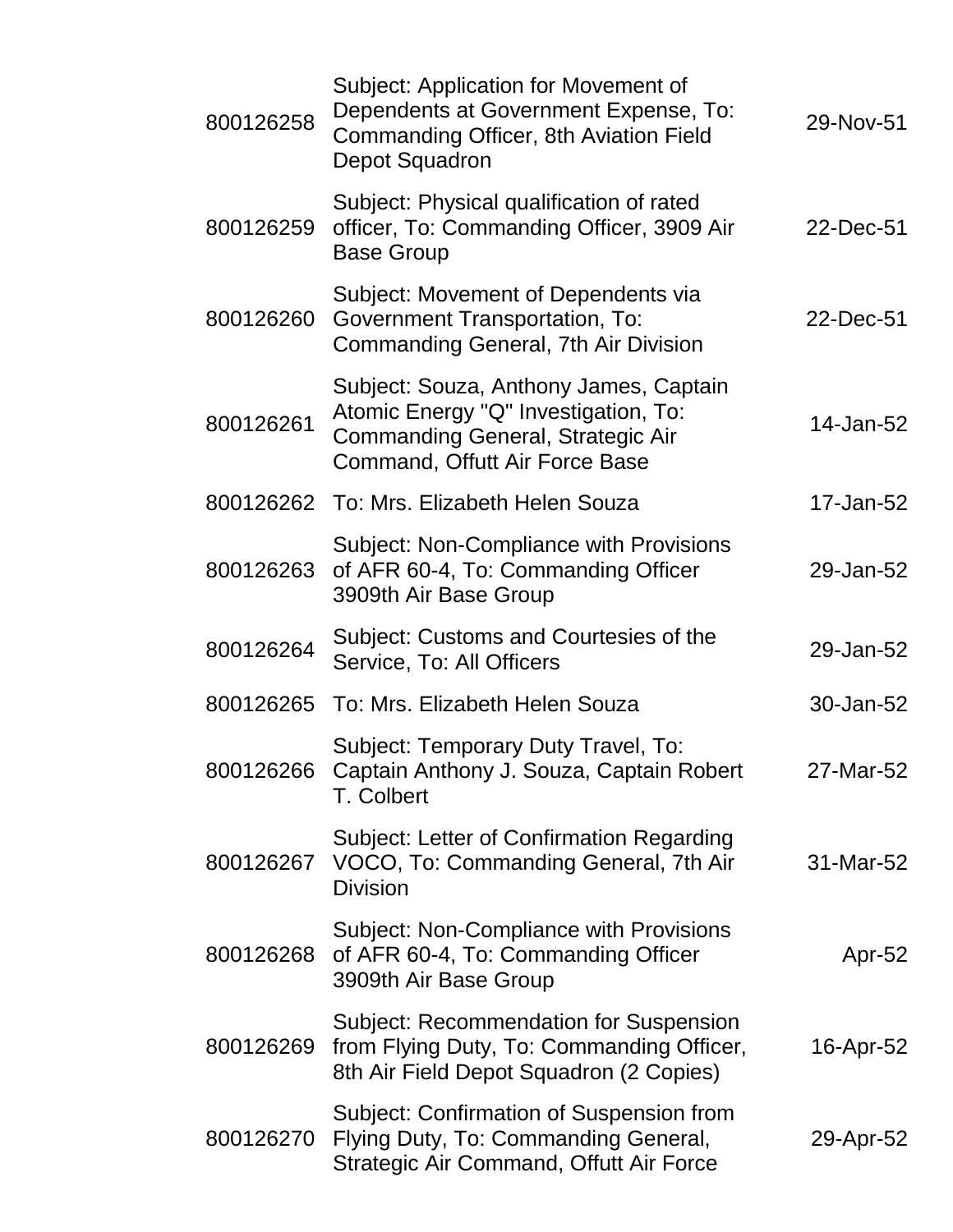| | | |
|---|---|---|
| 800126258 | Subject: Application for Movement of Dependents at Government Expense, To: Commanding Officer, 8th Aviation Field Depot Squadron | 29-Nov-51 |
| 800126259 | Subject: Physical qualification of rated officer, To: Commanding Officer, 3909 Air Base Group | 22-Dec-51 |
| 800126260 | Subject: Movement of Dependents via Government Transportation, To: Commanding General, 7th Air Division | 22-Dec-51 |
| 800126261 | Subject: Souza, Anthony James, Captain Atomic Energy "Q" Investigation, To: Commanding General, Strategic Air Command, Offutt Air Force Base | 14-Jan-52 |
| 800126262 | To: Mrs. Elizabeth Helen Souza | 17-Jan-52 |
| 800126263 | Subject: Non-Compliance with Provisions of AFR 60-4, To: Commanding Officer 3909th Air Base Group | 29-Jan-52 |
| 800126264 | Subject: Customs and Courtesies of the Service, To: All Officers | 29-Jan-52 |
| 800126265 | To: Mrs. Elizabeth Helen Souza | 30-Jan-52 |
| 800126266 | Subject: Temporary Duty Travel, To: Captain Anthony J. Souza, Captain Robert T. Colbert | 27-Mar-52 |
| 800126267 | Subject: Letter of Confirmation Regarding VOCO, To: Commanding General, 7th Air Division | 31-Mar-52 |
| 800126268 | Subject: Non-Compliance with Provisions of AFR 60-4, To: Commanding Officer 3909th Air Base Group | Apr-52 |
| 800126269 | Subject: Recommendation for Suspension from Flying Duty, To: Commanding Officer, 8th Air Field Depot Squadron (2 Copies) | 16-Apr-52 |
| 800126270 | Subject: Confirmation of Suspension from Flying Duty, To: Commanding General, Strategic Air Command, Offutt Air Force | 29-Apr-52 |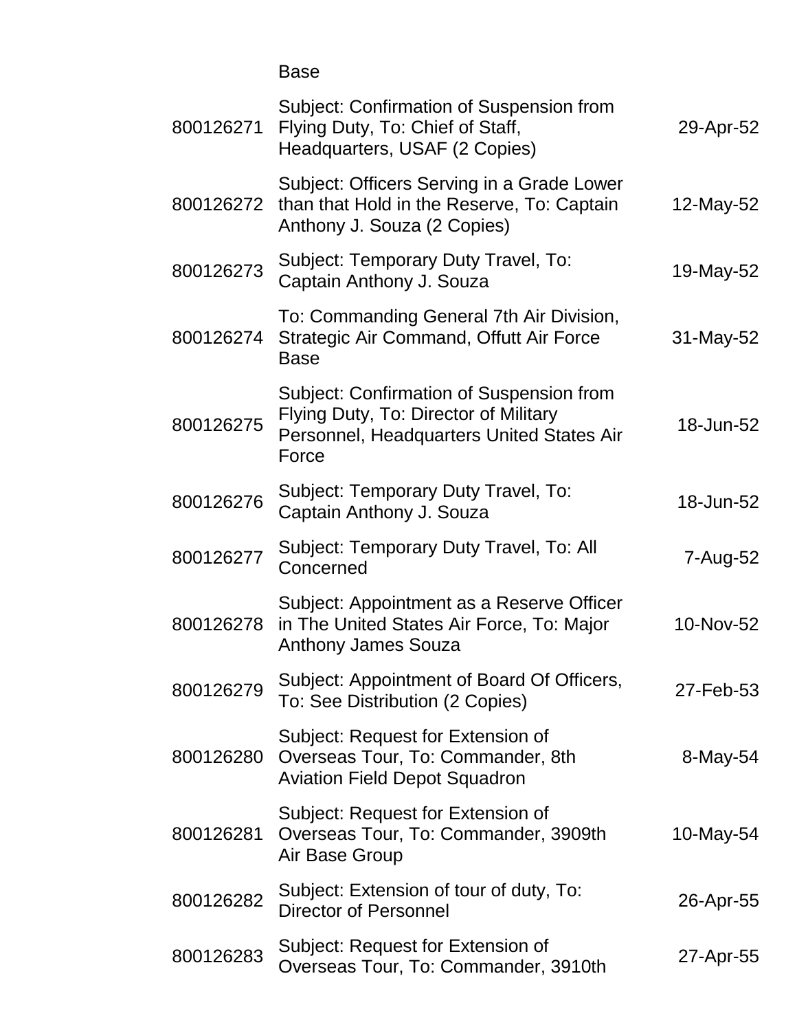| | | |
|---|---|---|
| | Base | |
| 800126271 | Subject: Confirmation of Suspension from Flying Duty, To: Chief of Staff, Headquarters, USAF (2 Copies) | 29-Apr-52 |
| 800126272 | Subject: Officers Serving in a Grade Lower than that Hold in the Reserve, To: Captain Anthony J. Souza (2 Copies) | 12-May-52 |
| 800126273 | Subject: Temporary Duty Travel, To: Captain Anthony J. Souza | 19-May-52 |
| 800126274 | To: Commanding General 7th Air Division, Strategic Air Command, Offutt Air Force Base | 31-May-52 |
| 800126275 | Subject: Confirmation of Suspension from Flying Duty, To: Director of Military Personnel, Headquarters United States Air Force | 18-Jun-52 |
| 800126276 | Subject: Temporary Duty Travel, To: Captain Anthony J. Souza | 18-Jun-52 |
| 800126277 | Subject: Temporary Duty Travel, To: All Concerned | 7-Aug-52 |
| 800126278 | Subject: Appointment as a Reserve Officer in The United States Air Force, To: Major Anthony James Souza | 10-Nov-52 |
| 800126279 | Subject: Appointment of Board Of Officers, To: See Distribution (2 Copies) | 27-Feb-53 |
| 800126280 | Subject: Request for Extension of Overseas Tour, To: Commander, 8th Aviation Field Depot Squadron | 8-May-54 |
| 800126281 | Subject: Request for Extension of Overseas Tour, To: Commander, 3909th Air Base Group | 10-May-54 |
| 800126282 | Subject: Extension of tour of duty, To: Director of Personnel | 26-Apr-55 |
| 800126283 | Subject: Request for Extension of Overseas Tour, To: Commander, 3910th | 27-Apr-55 |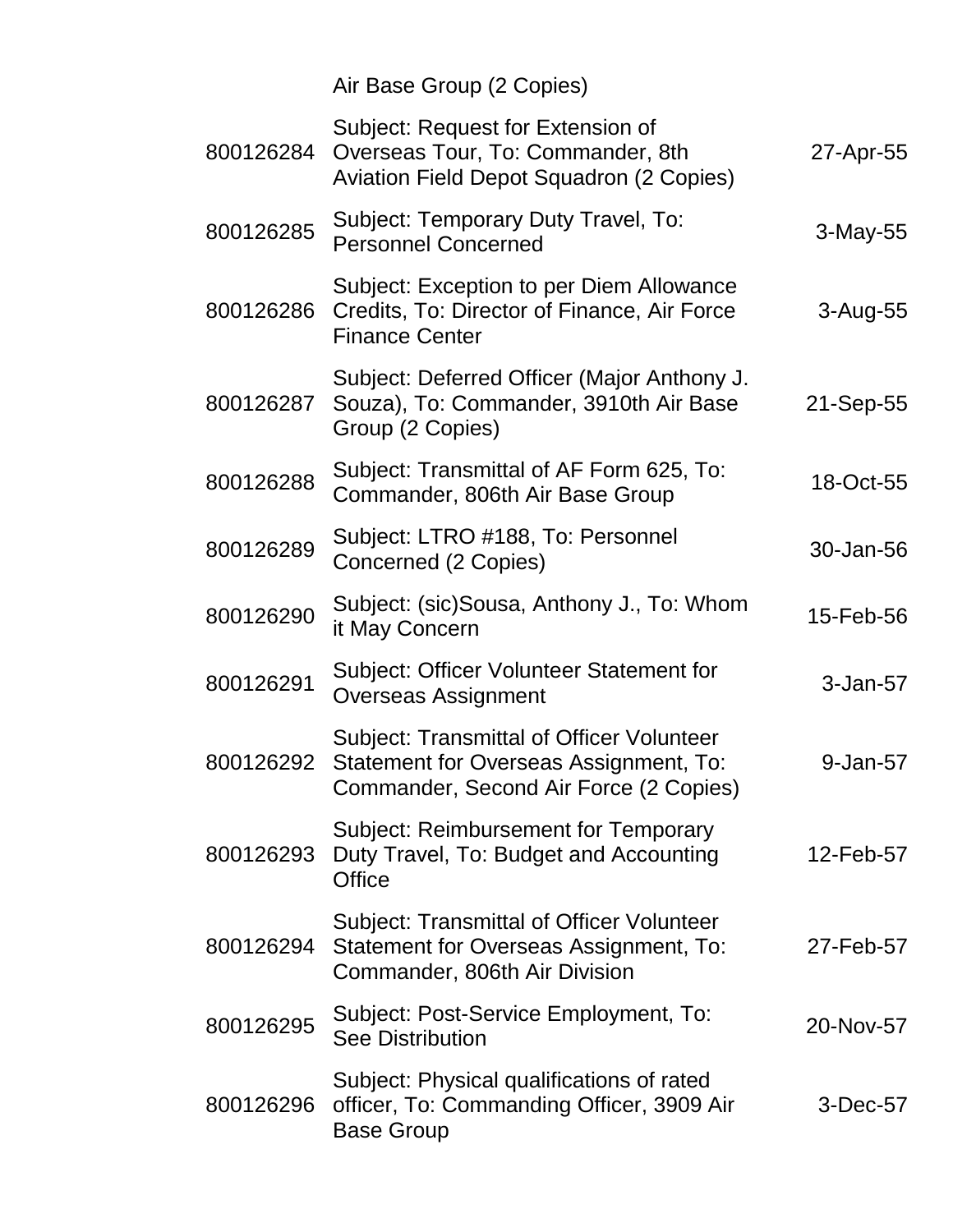| | | |
|---|---|---|
| | Air Base Group (2 Copies) | |
| 800126284 | Subject: Request for Extension of Overseas Tour, To: Commander, 8th Aviation Field Depot Squadron (2 Copies) | 27-Apr-55 |
| 800126285 | Subject: Temporary Duty Travel, To: Personnel Concerned | 3-May-55 |
| 800126286 | Subject: Exception to per Diem Allowance Credits, To: Director of Finance, Air Force Finance Center | 3-Aug-55 |
| 800126287 | Subject: Deferred Officer (Major Anthony J. Souza), To: Commander, 3910th Air Base Group (2 Copies) | 21-Sep-55 |
| 800126288 | Subject: Transmittal of AF Form 625, To: Commander, 806th Air Base Group | 18-Oct-55 |
| 800126289 | Subject: LTRO #188, To: Personnel Concerned (2 Copies) | 30-Jan-56 |
| 800126290 | Subject: (sic)Sousa, Anthony J., To: Whom it May Concern | 15-Feb-56 |
| 800126291 | Subject: Officer Volunteer Statement for Overseas Assignment | 3-Jan-57 |
| 800126292 | Subject: Transmittal of Officer Volunteer Statement for Overseas Assignment, To: Commander, Second Air Force (2 Copies) | 9-Jan-57 |
| 800126293 | Subject: Reimbursement for Temporary Duty Travel, To: Budget and Accounting Office | 12-Feb-57 |
| 800126294 | Subject: Transmittal of Officer Volunteer Statement for Overseas Assignment, To: Commander, 806th Air Division | 27-Feb-57 |
| 800126295 | Subject: Post-Service Employment, To: See Distribution | 20-Nov-57 |
| 800126296 | Subject: Physical qualifications of rated officer, To: Commanding Officer, 3909 Air Base Group | 3-Dec-57 |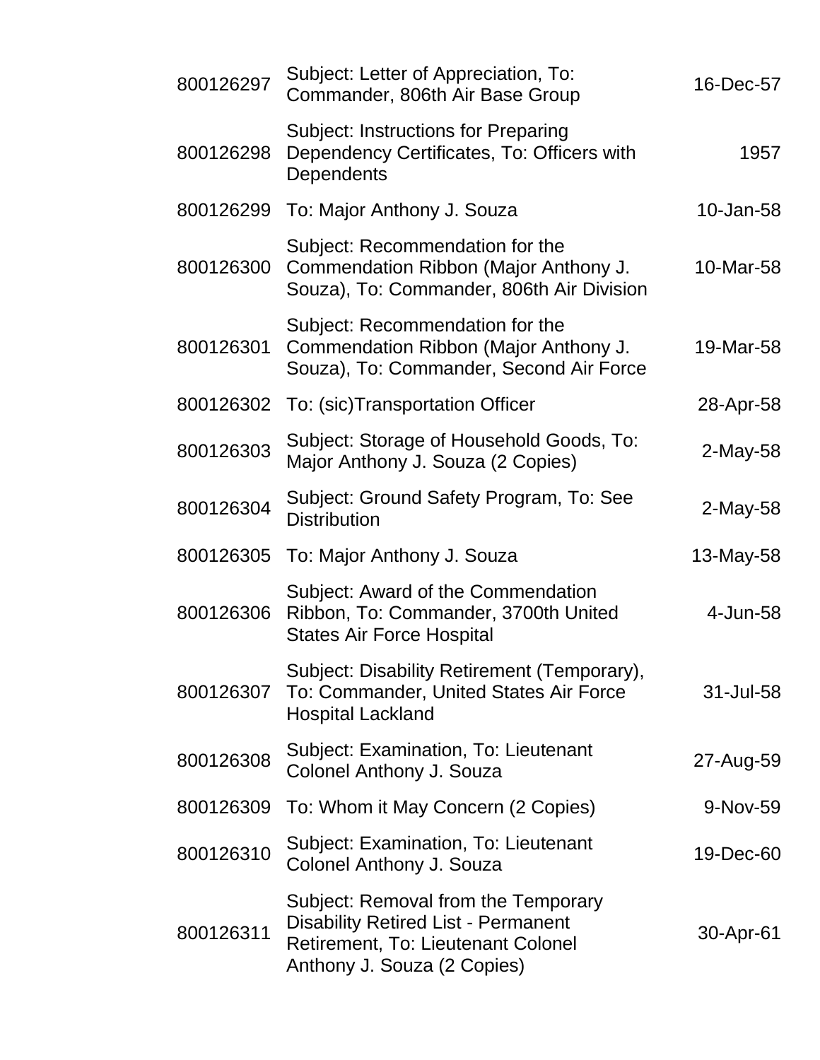| | | |
|---|---|---|
| 800126297 | Subject: Letter of Appreciation, To: Commander, 806th Air Base Group | 16-Dec-57 |
| 800126298 | Subject: Instructions for Preparing Dependency Certificates, To: Officers with Dependents | 1957 |
| 800126299 | To: Major Anthony J. Souza | 10-Jan-58 |
| 800126300 | Subject: Recommendation for the Commendation Ribbon (Major Anthony J. Souza), To: Commander, 806th Air Division | 10-Mar-58 |
| 800126301 | Subject: Recommendation for the Commendation Ribbon (Major Anthony J. Souza), To: Commander, Second Air Force | 19-Mar-58 |
| 800126302 | To: (sic)Transportation Officer | 28-Apr-58 |
| 800126303 | Subject: Storage of Household Goods, To: Major Anthony J. Souza (2 Copies) | 2-May-58 |
| 800126304 | Subject: Ground Safety Program, To: See Distribution | 2-May-58 |
| 800126305 | To: Major Anthony J. Souza | 13-May-58 |
| 800126306 | Subject: Award of the Commendation Ribbon, To: Commander, 3700th United States Air Force Hospital | 4-Jun-58 |
| 800126307 | Subject: Disability Retirement (Temporary), To: Commander, United States Air Force Hospital Lackland | 31-Jul-58 |
| 800126308 | Subject: Examination, To: Lieutenant Colonel Anthony J. Souza | 27-Aug-59 |
| 800126309 | To: Whom it May Concern (2 Copies) | 9-Nov-59 |
| 800126310 | Subject: Examination, To: Lieutenant Colonel Anthony J. Souza | 19-Dec-60 |
| 800126311 | Subject: Removal from the Temporary Disability Retired List - Permanent Retirement, To: Lieutenant Colonel Anthony J. Souza (2 Copies) | 30-Apr-61 |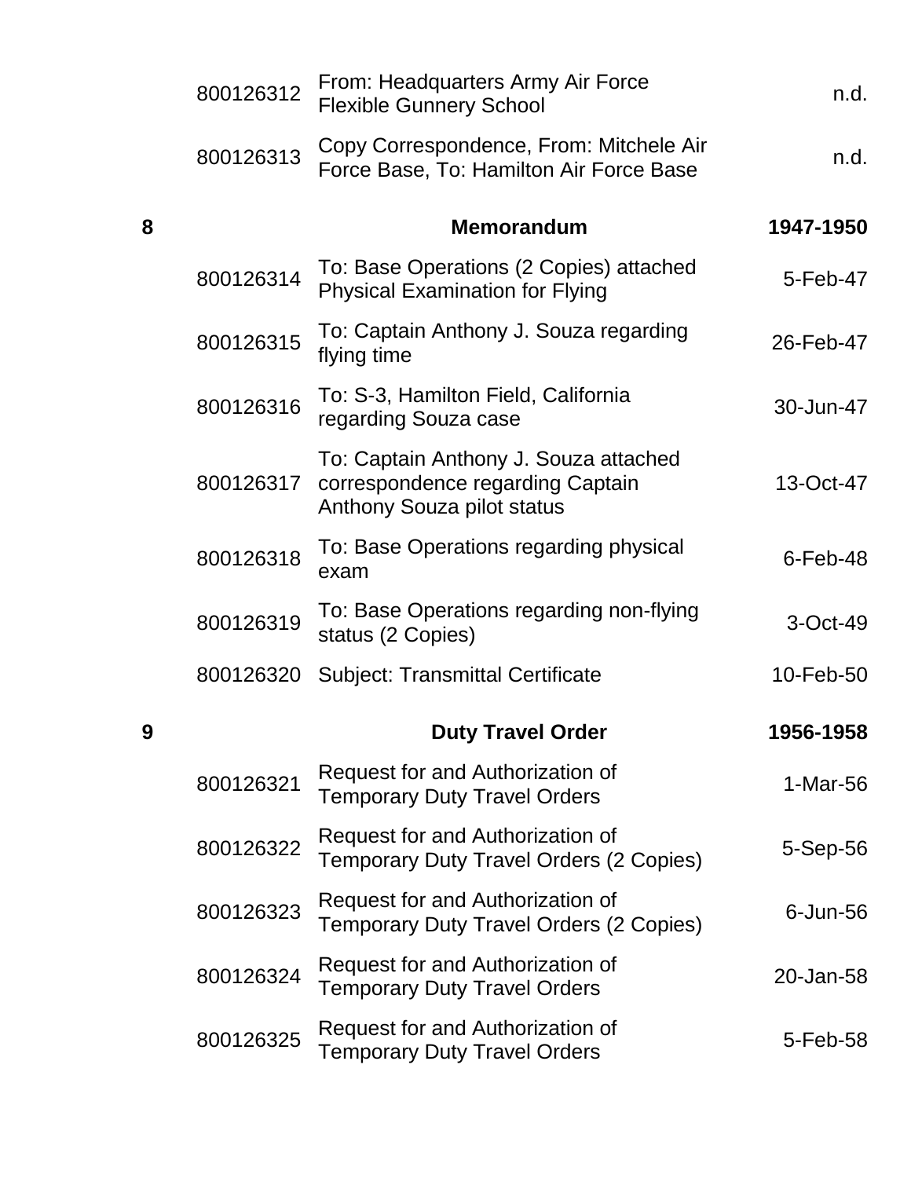| | | | |
|---|---|---|---|
| | 800126312 | From: Headquarters Army Air Force Flexible Gunnery School | n.d. |
| | 800126313 | Copy Correspondence, From: Mitchele Air Force Base, To: Hamilton Air Force Base | n.d. |
| **8** | | **Memorandum** | **1947-1950** |
| | 800126314 | To: Base Operations (2 Copies) attached Physical Examination for Flying | 5-Feb-47 |
| | 800126315 | To: Captain Anthony J. Souza regarding flying time | 26-Feb-47 |
| | 800126316 | To: S-3, Hamilton Field, California regarding Souza case | 30-Jun-47 |
| | 800126317 | To: Captain Anthony J. Souza attached correspondence regarding Captain Anthony Souza pilot status | 13-Oct-47 |
| | 800126318 | To: Base Operations regarding physical exam | 6-Feb-48 |
| | 800126319 | To: Base Operations regarding non-flying status (2 Copies) | 3-Oct-49 |
| | 800126320 | Subject: Transmittal Certificate | 10-Feb-50 |
| **9** | | **Duty Travel Order** | **1956-1958** |
| | 800126321 | Request for and Authorization of Temporary Duty Travel Orders | 1-Mar-56 |
| | 800126322 | Request for and Authorization of Temporary Duty Travel Orders (2 Copies) | 5-Sep-56 |
| | 800126323 | Request for and Authorization of Temporary Duty Travel Orders (2 Copies) | 6-Jun-56 |
| | 800126324 | Request for and Authorization of Temporary Duty Travel Orders | 20-Jan-58 |
| | 800126325 | Request for and Authorization of Temporary Duty Travel Orders | 5-Feb-58 |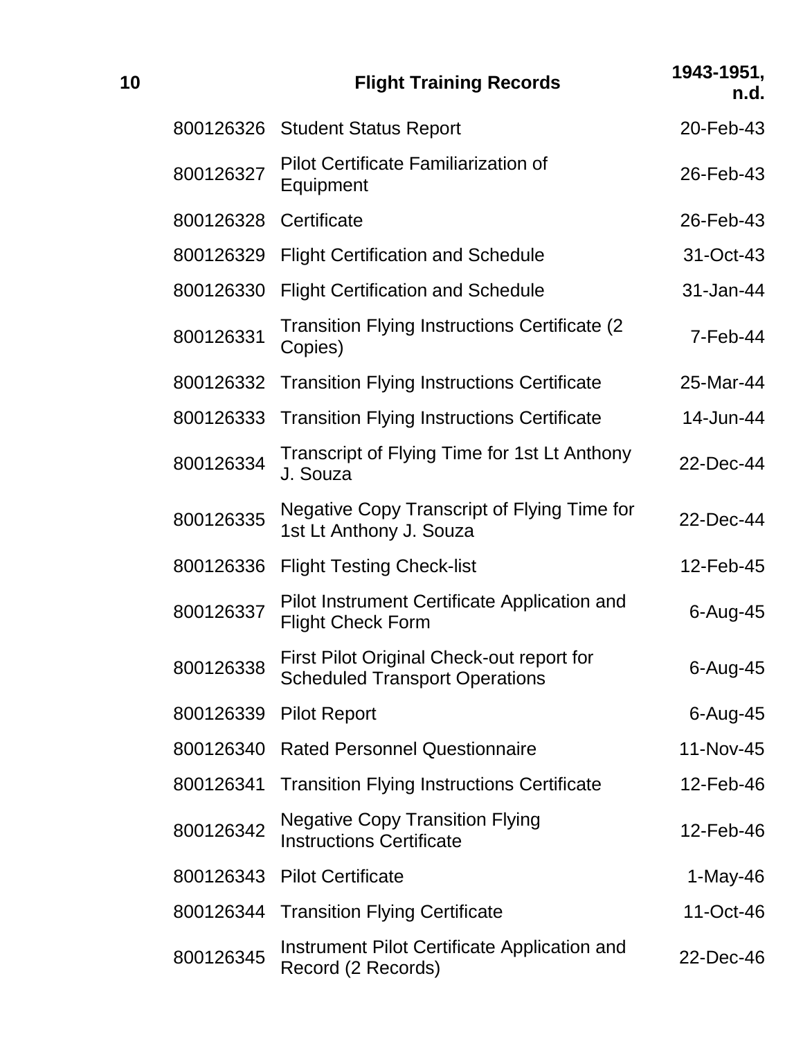| 10 | Flight Training Records | 1943-1951, n.d. |
|---|---|---|
| 800126326 | Student Status Report | 20-Feb-43 |
| 800126327 | Pilot Certificate Familiarization of Equipment | 26-Feb-43 |
| 800126328 | Certificate | 26-Feb-43 |
| 800126329 | Flight Certification and Schedule | 31-Oct-43 |
| 800126330 | Flight Certification and Schedule | 31-Jan-44 |
| 800126331 | Transition Flying Instructions Certificate (2 Copies) | 7-Feb-44 |
| 800126332 | Transition Flying Instructions Certificate | 25-Mar-44 |
| 800126333 | Transition Flying Instructions Certificate | 14-Jun-44 |
| 800126334 | Transcript of Flying Time for 1st Lt Anthony J. Souza | 22-Dec-44 |
| 800126335 | Negative Copy Transcript of Flying Time for 1st Lt Anthony J. Souza | 22-Dec-44 |
| 800126336 | Flight Testing Check-list | 12-Feb-45 |
| 800126337 | Pilot Instrument Certificate Application and Flight Check Form | 6-Aug-45 |
| 800126338 | First Pilot Original Check-out report for Scheduled Transport Operations | 6-Aug-45 |
| 800126339 | Pilot Report | 6-Aug-45 |
| 800126340 | Rated Personnel Questionnaire | 11-Nov-45 |
| 800126341 | Transition Flying Instructions Certificate | 12-Feb-46 |
| 800126342 | Negative Copy Transition Flying Instructions Certificate | 12-Feb-46 |
| 800126343 | Pilot Certificate | 1-May-46 |
| 800126344 | Transition Flying Certificate | 11-Oct-46 |
| 800126345 | Instrument Pilot Certificate Application and Record (2 Records) | 22-Dec-46 |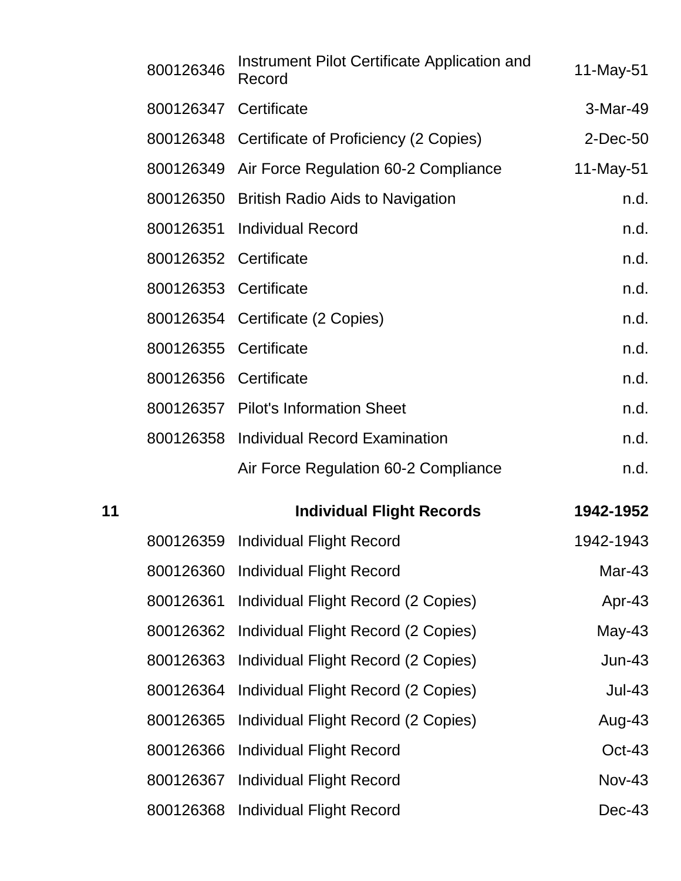| | | | |
|---|---|---|---|
| | 800126346 | Instrument Pilot Certificate Application and Record | 11-May-51 |
| | 800126347 | Certificate | 3-Mar-49 |
| | 800126348 | Certificate of Proficiency (2 Copies) | 2-Dec-50 |
| | 800126349 | Air Force Regulation 60-2 Compliance | 11-May-51 |
| | 800126350 | British Radio Aids to Navigation | n.d. |
| | 800126351 | Individual Record | n.d. |
| | 800126352 | Certificate | n.d. |
| | 800126353 | Certificate | n.d. |
| | 800126354 | Certificate (2 Copies) | n.d. |
| | 800126355 | Certificate | n.d. |
| | 800126356 | Certificate | n.d. |
| | 800126357 | Pilot's Information Sheet | n.d. |
| | 800126358 | Individual Record Examination | n.d. |
| | | Air Force Regulation 60-2 Compliance | n.d. |
| **11** | | **Individual Flight Records** | **1942-1952** |
| | 800126359 | Individual Flight Record | 1942-1943 |
| | 800126360 | Individual Flight Record | Mar-43 |
| | 800126361 | Individual Flight Record (2 Copies) | Apr-43 |
| | 800126362 | Individual Flight Record (2 Copies) | May-43 |
| | 800126363 | Individual Flight Record (2 Copies) | Jun-43 |
| | 800126364 | Individual Flight Record (2 Copies) | Jul-43 |
| | 800126365 | Individual Flight Record (2 Copies) | Aug-43 |
| | 800126366 | Individual Flight Record | Oct-43 |
| | 800126367 | Individual Flight Record | Nov-43 |
| | 800126368 | Individual Flight Record | Dec-43 |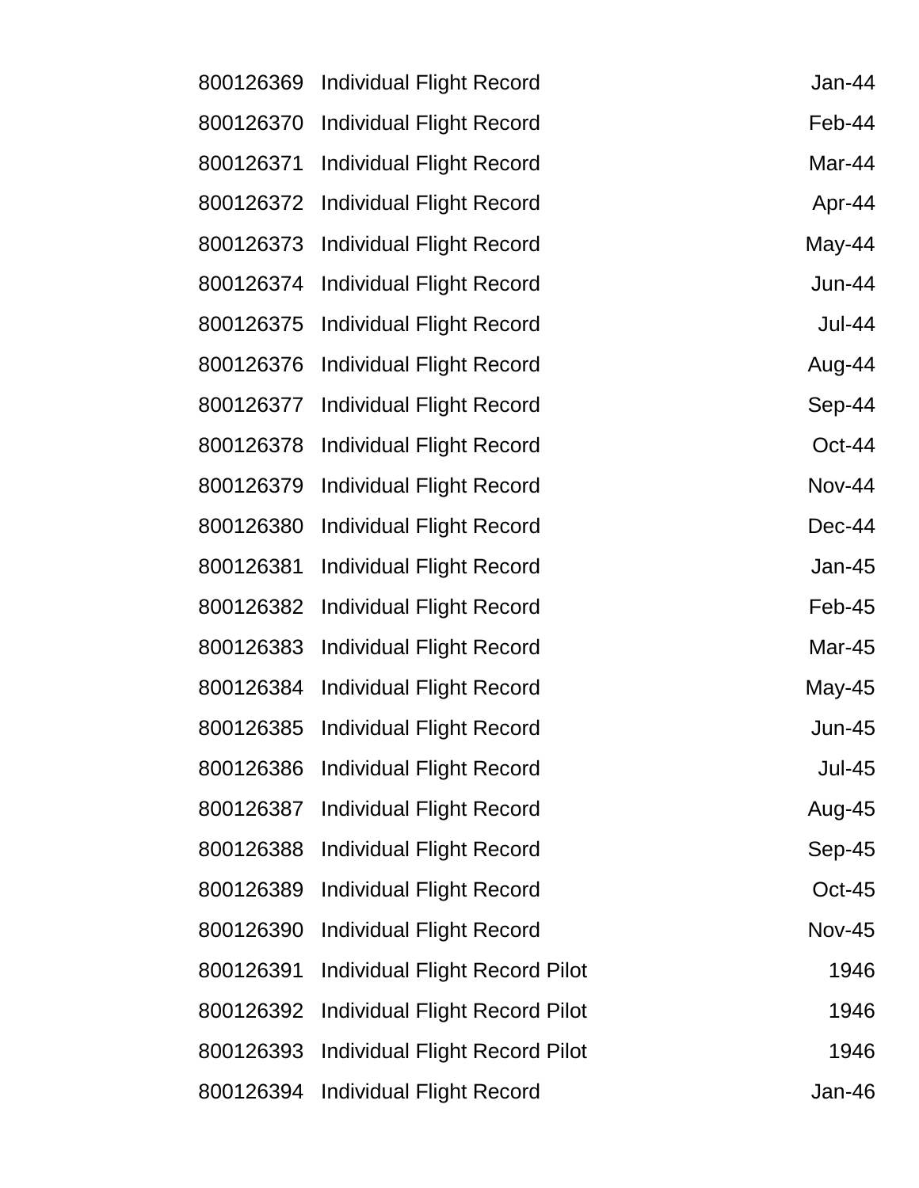| | | |
|---|---|---|
| 800126369 | Individual Flight Record | Jan-44 |
| 800126370 | Individual Flight Record | Feb-44 |
| 800126371 | Individual Flight Record | Mar-44 |
| 800126372 | Individual Flight Record | Apr-44 |
| 800126373 | Individual Flight Record | May-44 |
| 800126374 | Individual Flight Record | Jun-44 |
| 800126375 | Individual Flight Record | Jul-44 |
| 800126376 | Individual Flight Record | Aug-44 |
| 800126377 | Individual Flight Record | Sep-44 |
| 800126378 | Individual Flight Record | Oct-44 |
| 800126379 | Individual Flight Record | Nov-44 |
| 800126380 | Individual Flight Record | Dec-44 |
| 800126381 | Individual Flight Record | Jan-45 |
| 800126382 | Individual Flight Record | Feb-45 |
| 800126383 | Individual Flight Record | Mar-45 |
| 800126384 | Individual Flight Record | May-45 |
| 800126385 | Individual Flight Record | Jun-45 |
| 800126386 | Individual Flight Record | Jul-45 |
| 800126387 | Individual Flight Record | Aug-45 |
| 800126388 | Individual Flight Record | Sep-45 |
| 800126389 | Individual Flight Record | Oct-45 |
| 800126390 | Individual Flight Record | Nov-45 |
| 800126391 | Individual Flight Record Pilot | 1946 |
| 800126392 | Individual Flight Record Pilot | 1946 |
| 800126393 | Individual Flight Record Pilot | 1946 |
| 800126394 | Individual Flight Record | Jan-46 |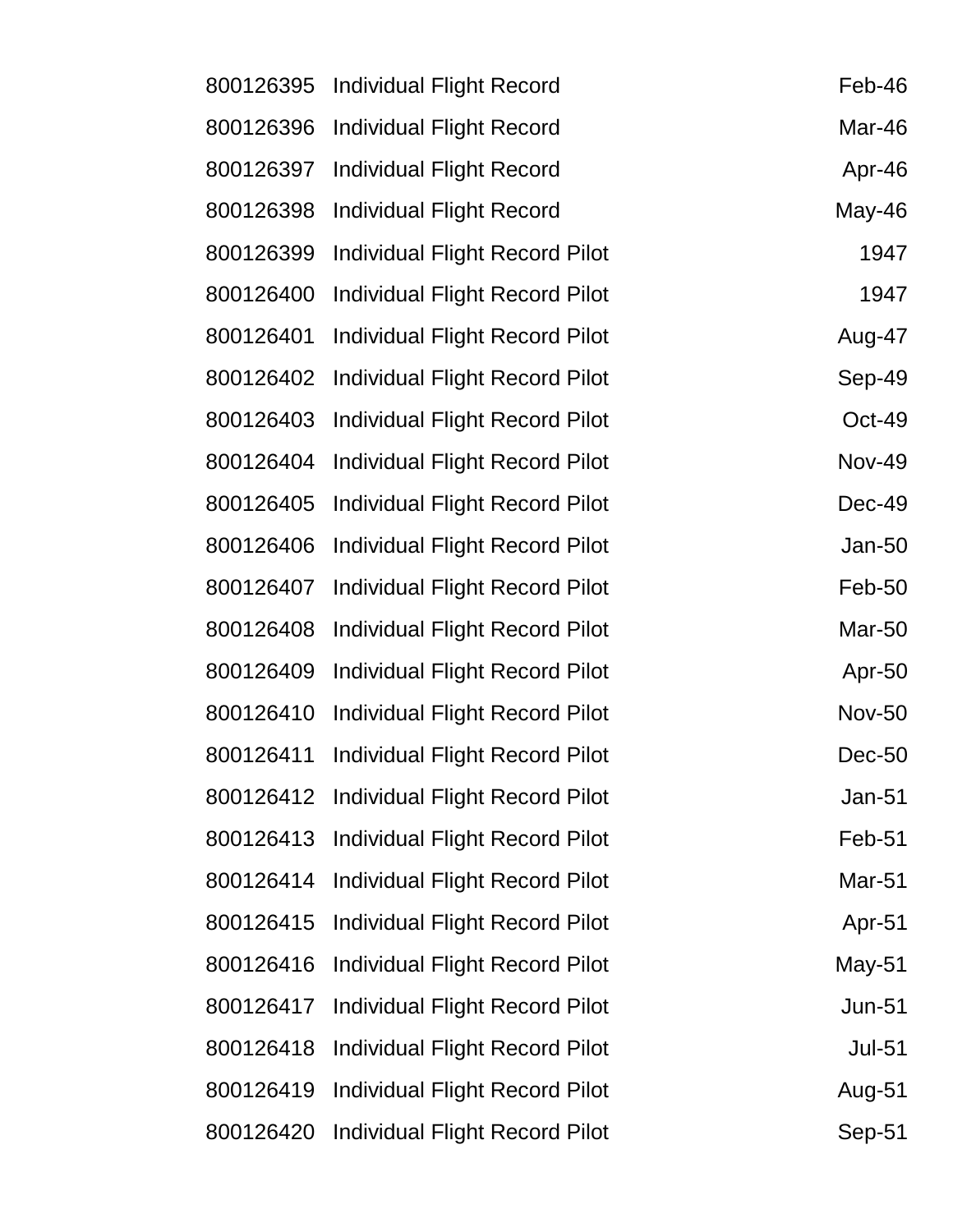| | | |
|---|---|---|
| 800126395 | Individual Flight Record | Feb-46 |
| 800126396 | Individual Flight Record | Mar-46 |
| 800126397 | Individual Flight Record | Apr-46 |
| 800126398 | Individual Flight Record | May-46 |
| 800126399 | Individual Flight Record Pilot | 1947 |
| 800126400 | Individual Flight Record Pilot | 1947 |
| 800126401 | Individual Flight Record Pilot | Aug-47 |
| 800126402 | Individual Flight Record Pilot | Sep-49 |
| 800126403 | Individual Flight Record Pilot | Oct-49 |
| 800126404 | Individual Flight Record Pilot | Nov-49 |
| 800126405 | Individual Flight Record Pilot | Dec-49 |
| 800126406 | Individual Flight Record Pilot | Jan-50 |
| 800126407 | Individual Flight Record Pilot | Feb-50 |
| 800126408 | Individual Flight Record Pilot | Mar-50 |
| 800126409 | Individual Flight Record Pilot | Apr-50 |
| 800126410 | Individual Flight Record Pilot | Nov-50 |
| 800126411 | Individual Flight Record Pilot | Dec-50 |
| 800126412 | Individual Flight Record Pilot | Jan-51 |
| 800126413 | Individual Flight Record Pilot | Feb-51 |
| 800126414 | Individual Flight Record Pilot | Mar-51 |
| 800126415 | Individual Flight Record Pilot | Apr-51 |
| 800126416 | Individual Flight Record Pilot | May-51 |
| 800126417 | Individual Flight Record Pilot | Jun-51 |
| 800126418 | Individual Flight Record Pilot | Jul-51 |
| 800126419 | Individual Flight Record Pilot | Aug-51 |
| 800126420 | Individual Flight Record Pilot | Sep-51 |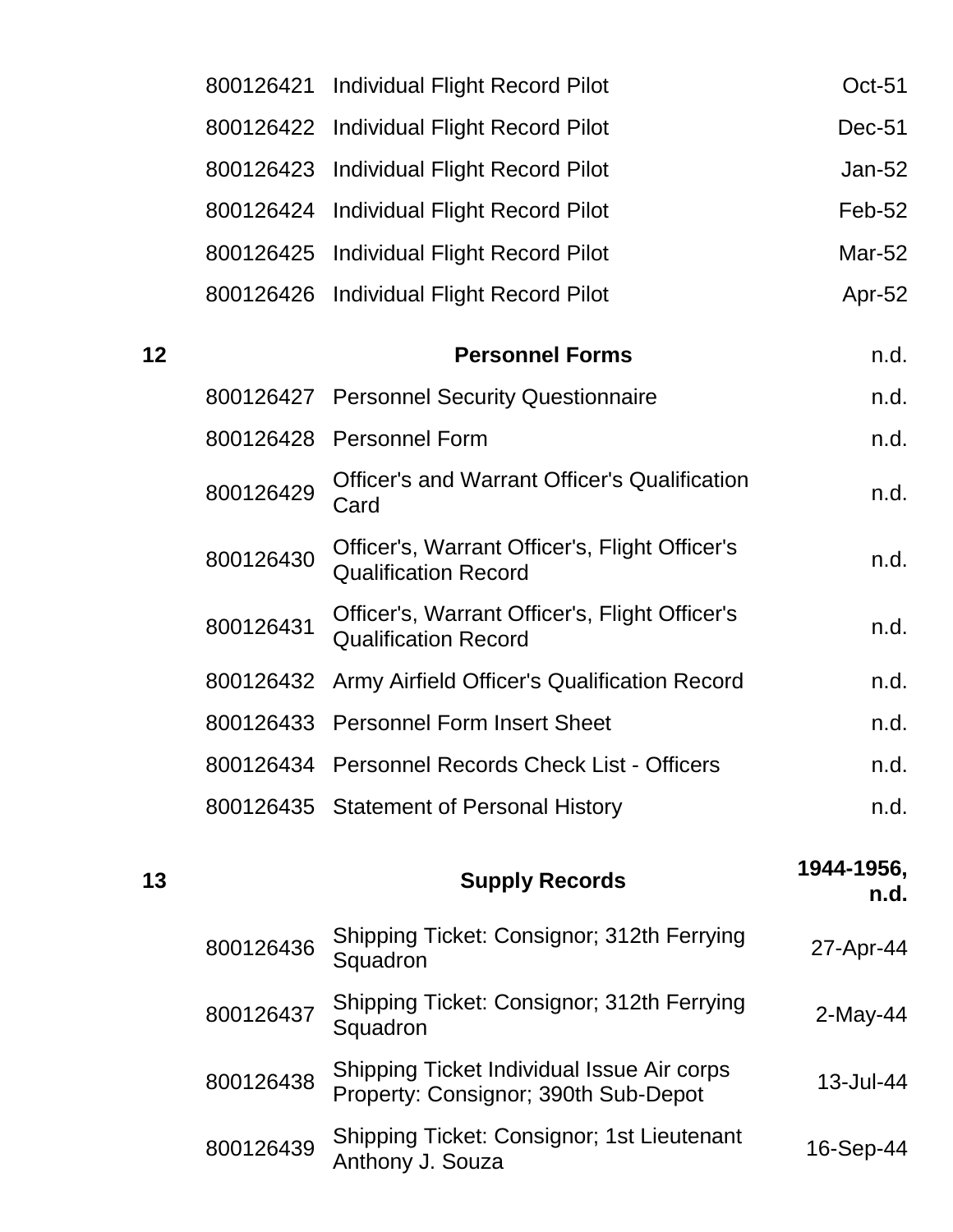| | | | |
|---|---|---|---|
| | 800126421 | Individual Flight Record Pilot | Oct-51 |
| | 800126422 | Individual Flight Record Pilot | Dec-51 |
| | 800126423 | Individual Flight Record Pilot | Jan-52 |
| | 800126424 | Individual Flight Record Pilot | Feb-52 |
| | 800126425 | Individual Flight Record Pilot | Mar-52 |
| | 800126426 | Individual Flight Record Pilot | Apr-52 |
| **12** | | **Personnel Forms** | n.d. |
| | 800126427 | Personnel Security Questionnaire | n.d. |
| | 800126428 | Personnel Form | n.d. |
| | 800126429 | Officer's and Warrant Officer's Qualification Card | n.d. |
| | 800126430 | Officer's, Warrant Officer's, Flight Officer's Qualification Record | n.d. |
| | 800126431 | Officer's, Warrant Officer's, Flight Officer's Qualification Record | n.d. |
| | 800126432 | Army Airfield Officer's Qualification Record | n.d. |
| | 800126433 | Personnel Form Insert Sheet | n.d. |
| | 800126434 | Personnel Records Check List - Officers | n.d. |
| | 800126435 | Statement of Personal History | n.d. |
| **13** | | **Supply Records** | **1944-1956, n.d.** |
| | 800126436 | Shipping Ticket: Consignor; 312th Ferrying Squadron | 27-Apr-44 |
| | 800126437 | Shipping Ticket: Consignor; 312th Ferrying Squadron | 2-May-44 |
| | 800126438 | Shipping Ticket Individual Issue Air corps Property: Consignor; 390th Sub-Depot | 13-Jul-44 |
| | 800126439 | Shipping Ticket: Consignor; 1st Lieutenant Anthony J. Souza | 16-Sep-44 |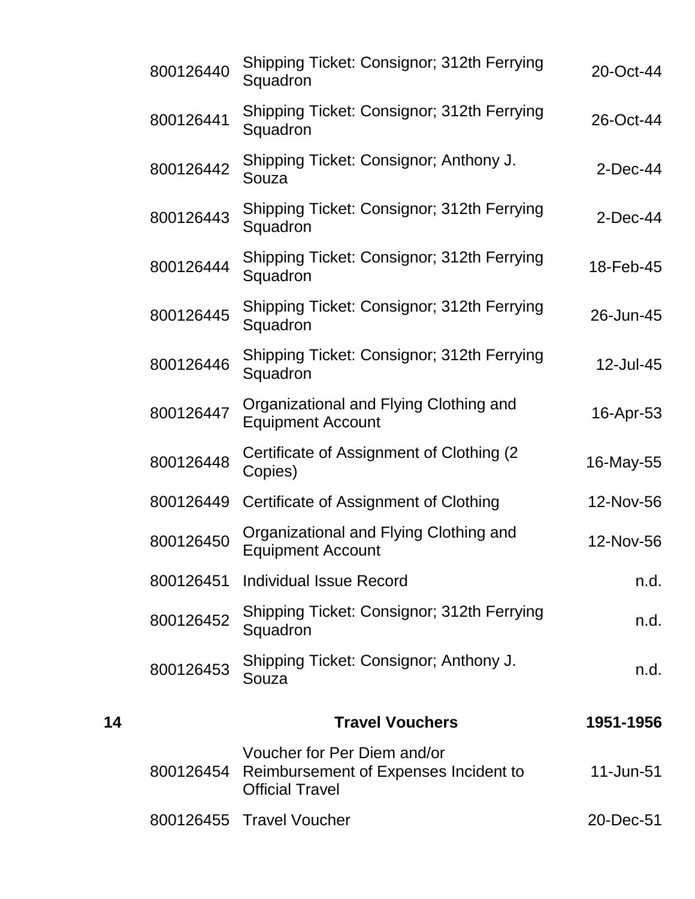| | | | |
|---|---|---|---|
| | 800126440 | Shipping Ticket: Consignor; 312th Ferrying Squadron | 20-Oct-44 |
| | 800126441 | Shipping Ticket: Consignor; 312th Ferrying Squadron | 26-Oct-44 |
| | 800126442 | Shipping Ticket: Consignor; Anthony J. Souza | 2-Dec-44 |
| | 800126443 | Shipping Ticket: Consignor; 312th Ferrying Squadron | 2-Dec-44 |
| | 800126444 | Shipping Ticket: Consignor; 312th Ferrying Squadron | 18-Feb-45 |
| | 800126445 | Shipping Ticket: Consignor; 312th Ferrying Squadron | 26-Jun-45 |
| | 800126446 | Shipping Ticket: Consignor; 312th Ferrying Squadron | 12-Jul-45 |
| | 800126447 | Organizational and Flying Clothing and Equipment Account | 16-Apr-53 |
| | 800126448 | Certificate of Assignment of Clothing (2 Copies) | 16-May-55 |
| | 800126449 | Certificate of Assignment of Clothing | 12-Nov-56 |
| | 800126450 | Organizational and Flying Clothing and Equipment Account | 12-Nov-56 |
| | 800126451 | Individual Issue Record | n.d. |
| | 800126452 | Shipping Ticket: Consignor; 312th Ferrying Squadron | n.d. |
| | 800126453 | Shipping Ticket: Consignor; Anthony J. Souza | n.d. |
| **14** | | **Travel Vouchers** | **1951-1956** |
| | 800126454 | Voucher for Per Diem and/or Reimbursement of Expenses Incident to Official Travel | 11-Jun-51 |
| | 800126455 | Travel Voucher | 20-Dec-51 |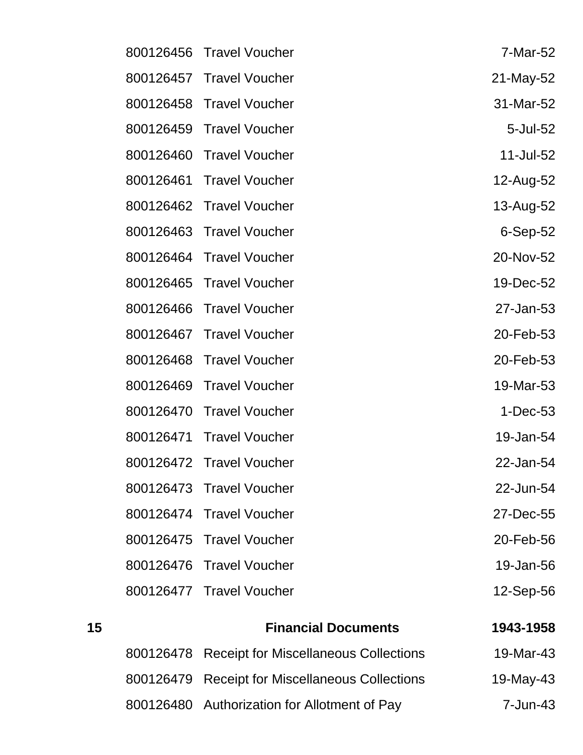| | | | |
|---|---|---|---|
| | 800126456 | Travel Voucher | 7-Mar-52 |
| | 800126457 | Travel Voucher | 21-May-52 |
| | 800126458 | Travel Voucher | 31-Mar-52 |
| | 800126459 | Travel Voucher | 5-Jul-52 |
| | 800126460 | Travel Voucher | 11-Jul-52 |
| | 800126461 | Travel Voucher | 12-Aug-52 |
| | 800126462 | Travel Voucher | 13-Aug-52 |
| | 800126463 | Travel Voucher | 6-Sep-52 |
| | 800126464 | Travel Voucher | 20-Nov-52 |
| | 800126465 | Travel Voucher | 19-Dec-52 |
| | 800126466 | Travel Voucher | 27-Jan-53 |
| | 800126467 | Travel Voucher | 20-Feb-53 |
| | 800126468 | Travel Voucher | 20-Feb-53 |
| | 800126469 | Travel Voucher | 19-Mar-53 |
| | 800126470 | Travel Voucher | 1-Dec-53 |
| | 800126471 | Travel Voucher | 19-Jan-54 |
| | 800126472 | Travel Voucher | 22-Jan-54 |
| | 800126473 | Travel Voucher | 22-Jun-54 |
| | 800126474 | Travel Voucher | 27-Dec-55 |
| | 800126475 | Travel Voucher | 20-Feb-56 |
| | 800126476 | Travel Voucher | 19-Jan-56 |
| | 800126477 | Travel Voucher | 12-Sep-56 |
| **15** | | **Financial Documents** | **1943-1958** |
| | 800126478 | Receipt for Miscellaneous Collections | 19-Mar-43 |
| | 800126479 | Receipt for Miscellaneous Collections | 19-May-43 |
| | 800126480 | Authorization for Allotment of Pay | 7-Jun-43 |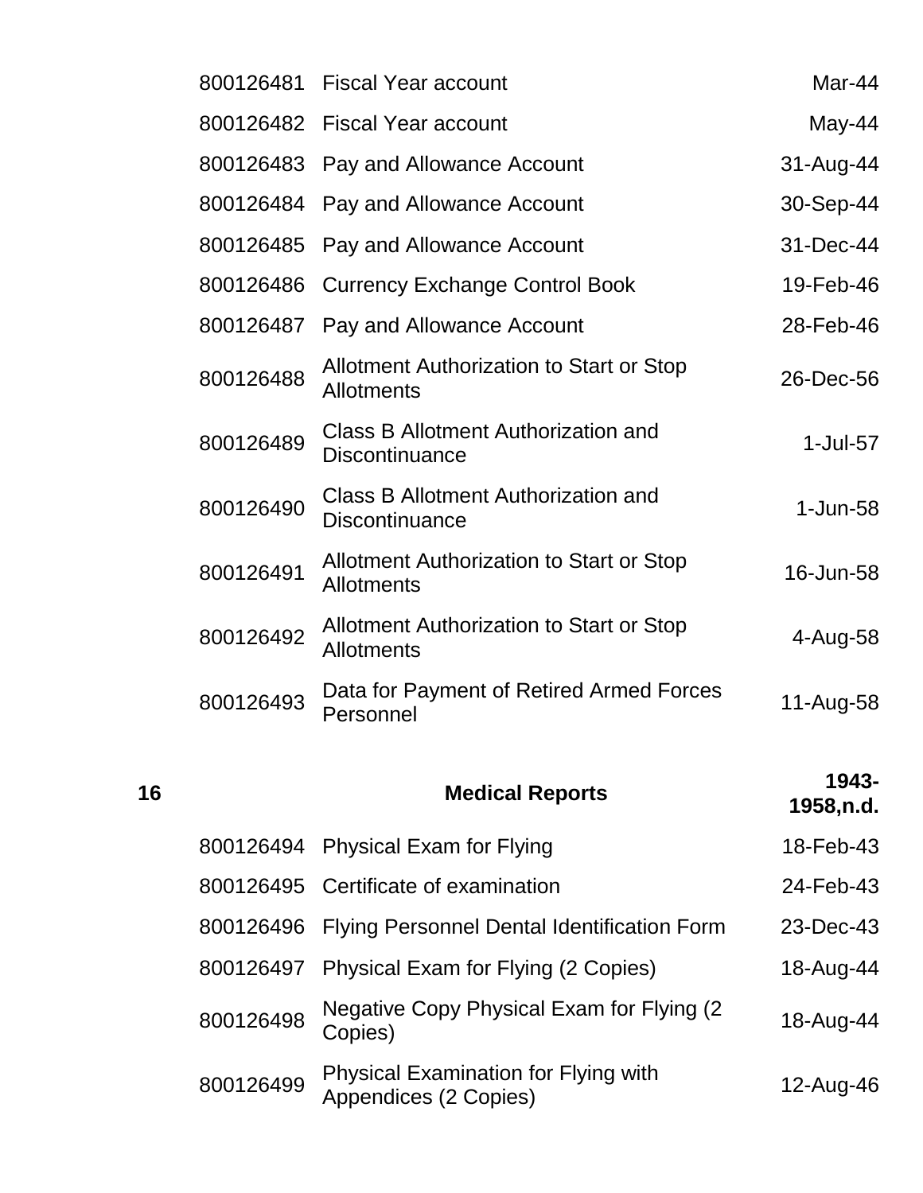| | | | |
|---|---|---|---|
| | 800126481 | Fiscal Year account | Mar-44 |
| | 800126482 | Fiscal Year account | May-44 |
| | 800126483 | Pay and Allowance Account | 31-Aug-44 |
| | 800126484 | Pay and Allowance Account | 30-Sep-44 |
| | 800126485 | Pay and Allowance Account | 31-Dec-44 |
| | 800126486 | Currency Exchange Control Book | 19-Feb-46 |
| | 800126487 | Pay and Allowance Account | 28-Feb-46 |
| | 800126488 | Allotment Authorization to Start or Stop Allotments | 26-Dec-56 |
| | 800126489 | Class B Allotment Authorization and Discontinuance | 1-Jul-57 |
| | 800126490 | Class B Allotment Authorization and Discontinuance | 1-Jun-58 |
| | 800126491 | Allotment Authorization to Start or Stop Allotments | 16-Jun-58 |
| | 800126492 | Allotment Authorization to Start or Stop Allotments | 4-Aug-58 |
| | 800126493 | Data for Payment of Retired Armed Forces Personnel | 11-Aug-58 |
| **16** | | **Medical Reports** | **1943-1958,n.d.** |
| | 800126494 | Physical Exam for Flying | 18-Feb-43 |
| | 800126495 | Certificate of examination | 24-Feb-43 |
| | 800126496 | Flying Personnel Dental Identification Form | 23-Dec-43 |
| | 800126497 | Physical Exam for Flying (2 Copies) | 18-Aug-44 |
| | 800126498 | Negative Copy Physical Exam for Flying (2 Copies) | 18-Aug-44 |
| | 800126499 | Physical Examination for Flying with Appendices (2 Copies) | 12-Aug-46 |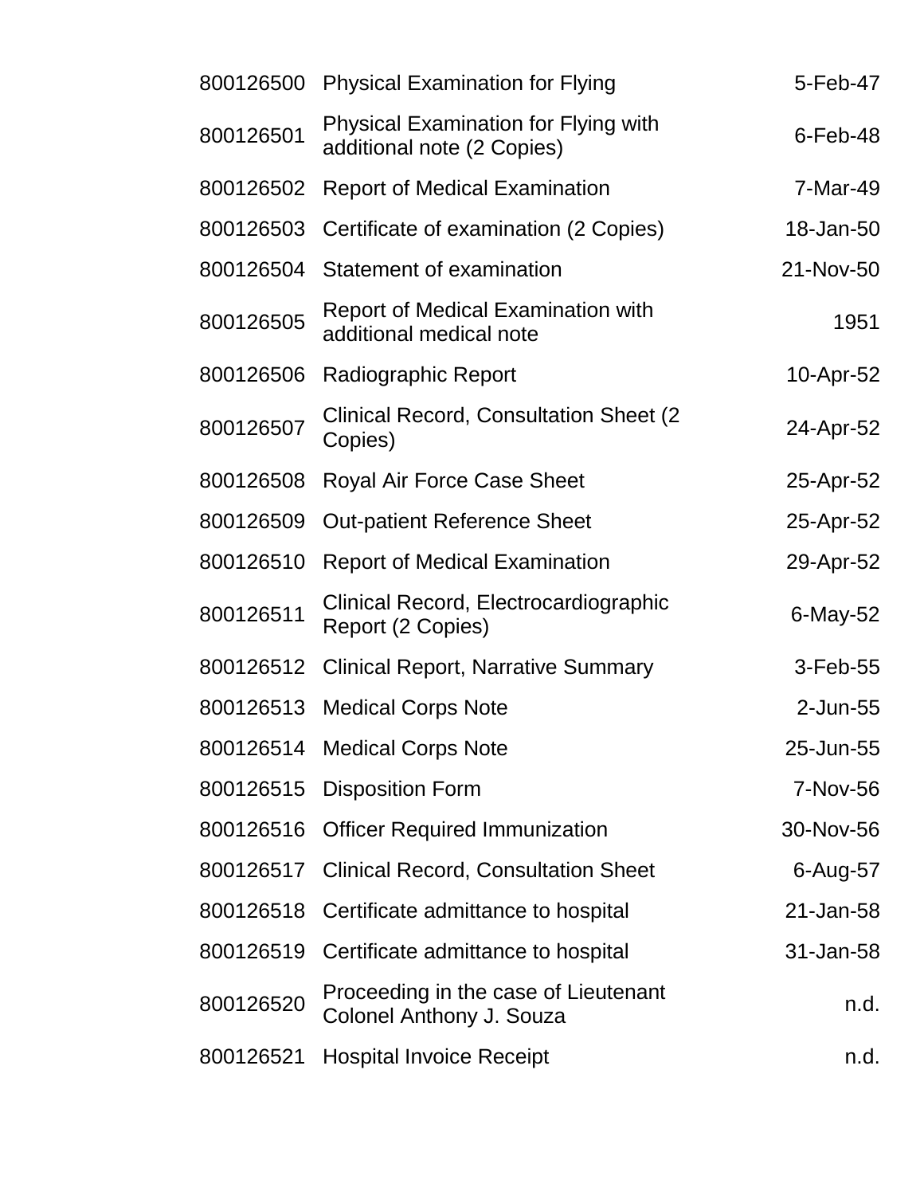| | | |
|---|---|---|
| 800126500 | Physical Examination for Flying | 5-Feb-47 |
| 800126501 | Physical Examination for Flying with additional note (2 Copies) | 6-Feb-48 |
| 800126502 | Report of Medical Examination | 7-Mar-49 |
| 800126503 | Certificate of examination (2 Copies) | 18-Jan-50 |
| 800126504 | Statement of examination | 21-Nov-50 |
| 800126505 | Report of Medical Examination with additional medical note | 1951 |
| 800126506 | Radiographic Report | 10-Apr-52 |
| 800126507 | Clinical Record, Consultation Sheet (2 Copies) | 24-Apr-52 |
| 800126508 | Royal Air Force Case Sheet | 25-Apr-52 |
| 800126509 | Out-patient Reference Sheet | 25-Apr-52 |
| 800126510 | Report of Medical Examination | 29-Apr-52 |
| 800126511 | Clinical Record, Electrocardiographic Report (2 Copies) | 6-May-52 |
| 800126512 | Clinical Report, Narrative Summary | 3-Feb-55 |
| 800126513 | Medical Corps Note | 2-Jun-55 |
| 800126514 | Medical Corps Note | 25-Jun-55 |
| 800126515 | Disposition Form | 7-Nov-56 |
| 800126516 | Officer Required Immunization | 30-Nov-56 |
| 800126517 | Clinical Record, Consultation Sheet | 6-Aug-57 |
| 800126518 | Certificate admittance to hospital | 21-Jan-58 |
| 800126519 | Certificate admittance to hospital | 31-Jan-58 |
| 800126520 | Proceeding in the case of Lieutenant Colonel Anthony J. Souza | n.d. |
| 800126521 | Hospital Invoice Receipt | n.d. |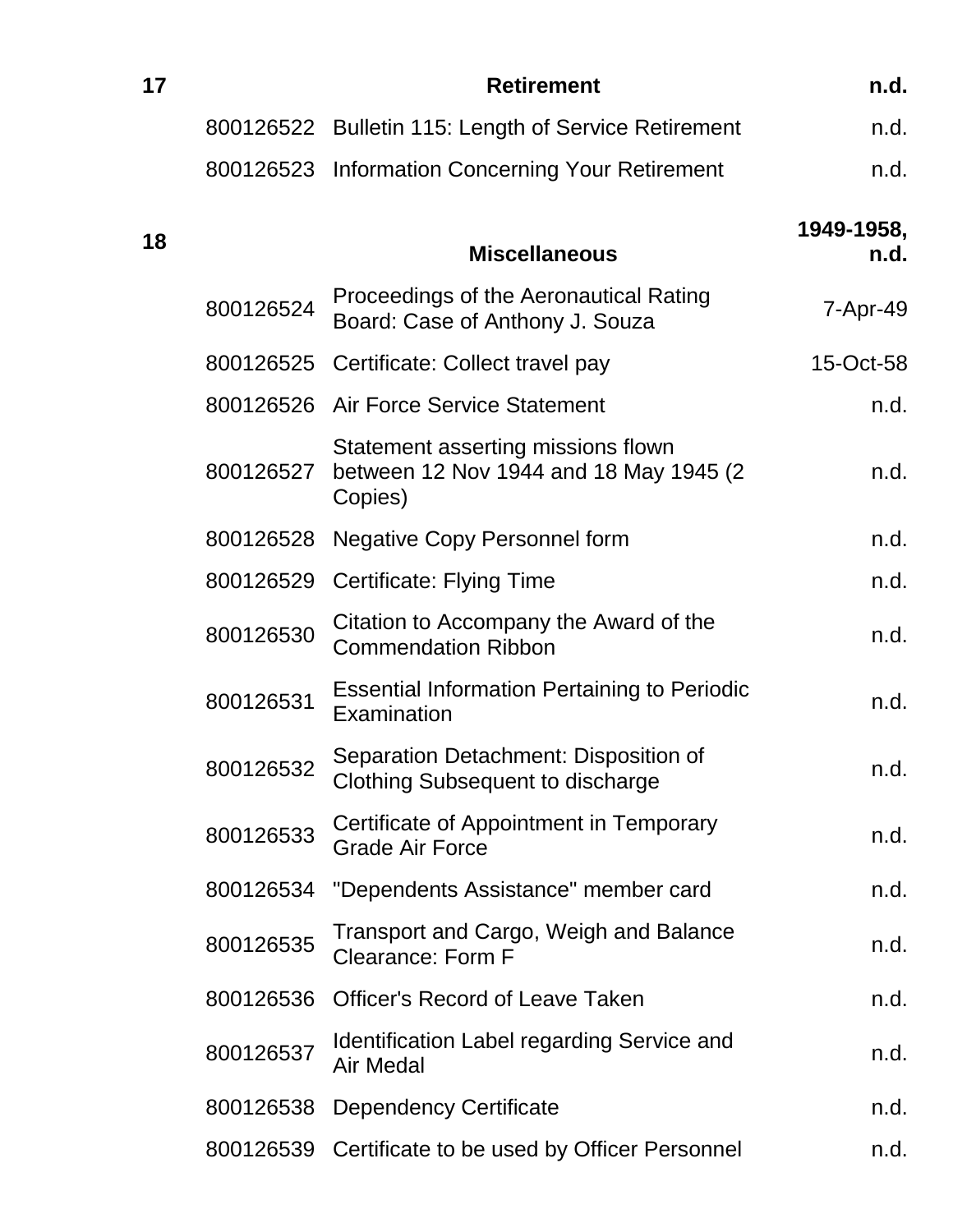| | | | |
|---|---|---|---|
| **17** | | **Retirement** | **n.d.** |
| | 800126522 | Bulletin 115: Length of Service Retirement | n.d. |
| | 800126523 | Information Concerning Your Retirement | n.d. |
| **18** | | **Miscellaneous** | **1949-1958, n.d.** |
| | 800126524 | Proceedings of the Aeronautical Rating Board: Case of Anthony J. Souza | 7-Apr-49 |
| | 800126525 | Certificate: Collect travel pay | 15-Oct-58 |
| | 800126526 | Air Force Service Statement | n.d. |
| | 800126527 | Statement asserting missions flown between 12 Nov 1944 and 18 May 1945 (2 Copies) | n.d. |
| | 800126528 | Negative Copy Personnel form | n.d. |
| | 800126529 | Certificate: Flying Time | n.d. |
| | 800126530 | Citation to Accompany the Award of the Commendation Ribbon | n.d. |
| | 800126531 | Essential Information Pertaining to Periodic Examination | n.d. |
| | 800126532 | Separation Detachment: Disposition of Clothing Subsequent to discharge | n.d. |
| | 800126533 | Certificate of Appointment in Temporary Grade Air Force | n.d. |
| | 800126534 | "Dependents Assistance" member card | n.d. |
| | 800126535 | Transport and Cargo, Weigh and Balance Clearance: Form F | n.d. |
| | 800126536 | Officer's Record of Leave Taken | n.d. |
| | 800126537 | Identification Label regarding Service and Air Medal | n.d. |
| | 800126538 | Dependency Certificate | n.d. |
| | 800126539 | Certificate to be used by Officer Personnel | n.d. |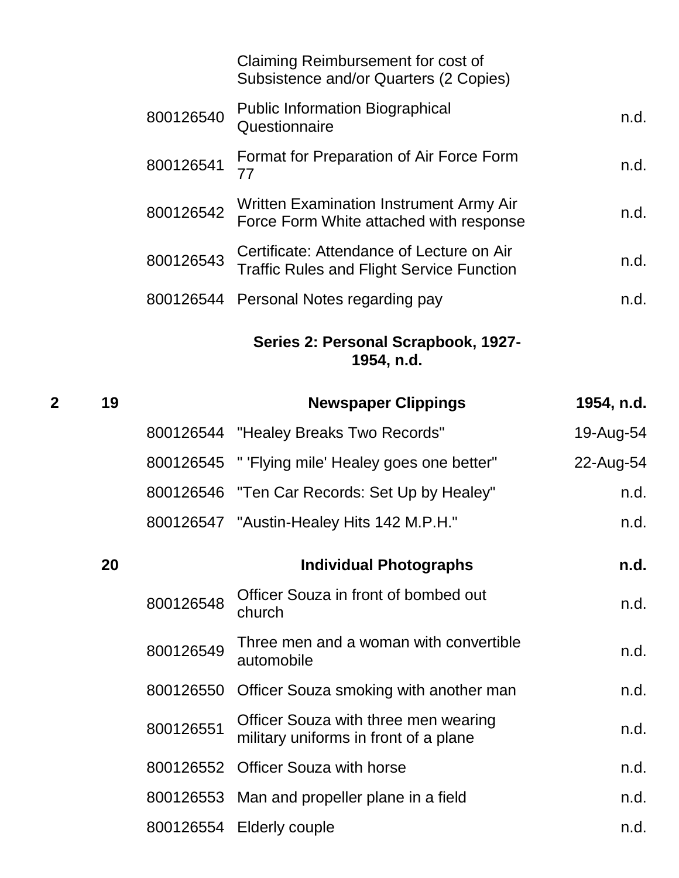| Box | Folder | Item ID | Description | Date |
|---|---|---|---|---|
| | | | Claiming Reimbursement for cost of Subsistence and/or Quarters (2 Copies) | |
| | | 800126540 | Public Information Biographical Questionnaire | n.d. |
| | | 800126541 | Format for Preparation of Air Force Form 77 | n.d. |
| | | 800126542 | Written Examination Instrument Army Air Force Form White attached with response | n.d. |
| | | 800126543 | Certificate: Attendance of Lecture on Air Traffic Rules and Flight Service Function | n.d. |
| | | 800126544 | Personal Notes regarding pay | n.d. |

**Series 2: Personal Scrapbook, 1927-1954, n.d.**

| Box | Folder | Item ID | Description | Date |
|---|---|---|---|---|
| **2** | **19** | | **Newspaper Clippings** | **1954, n.d.** |
| | | 800126544 | "Healey Breaks Two Records" | 19-Aug-54 |
| | | 800126545 | " 'Flying mile' Healey goes one better" | 22-Aug-54 |
| | | 800126546 | "Ten Car Records: Set Up by Healey" | n.d. |
| | | 800126547 | "Austin-Healey Hits 142 M.P.H." | n.d. |
| | **20** | | **Individual Photographs** | **n.d.** |
| | | 800126548 | Officer Souza in front of bombed out church | n.d. |
| | | 800126549 | Three men and a woman with convertible automobile | n.d. |
| | | 800126550 | Officer Souza smoking with another man | n.d. |
| | | 800126551 | Officer Souza with three men wearing military uniforms in front of a plane | n.d. |
| | | 800126552 | Officer Souza with horse | n.d. |
| | | 800126553 | Man and propeller plane in a field | n.d. |
| | | 800126554 | Elderly couple | n.d. |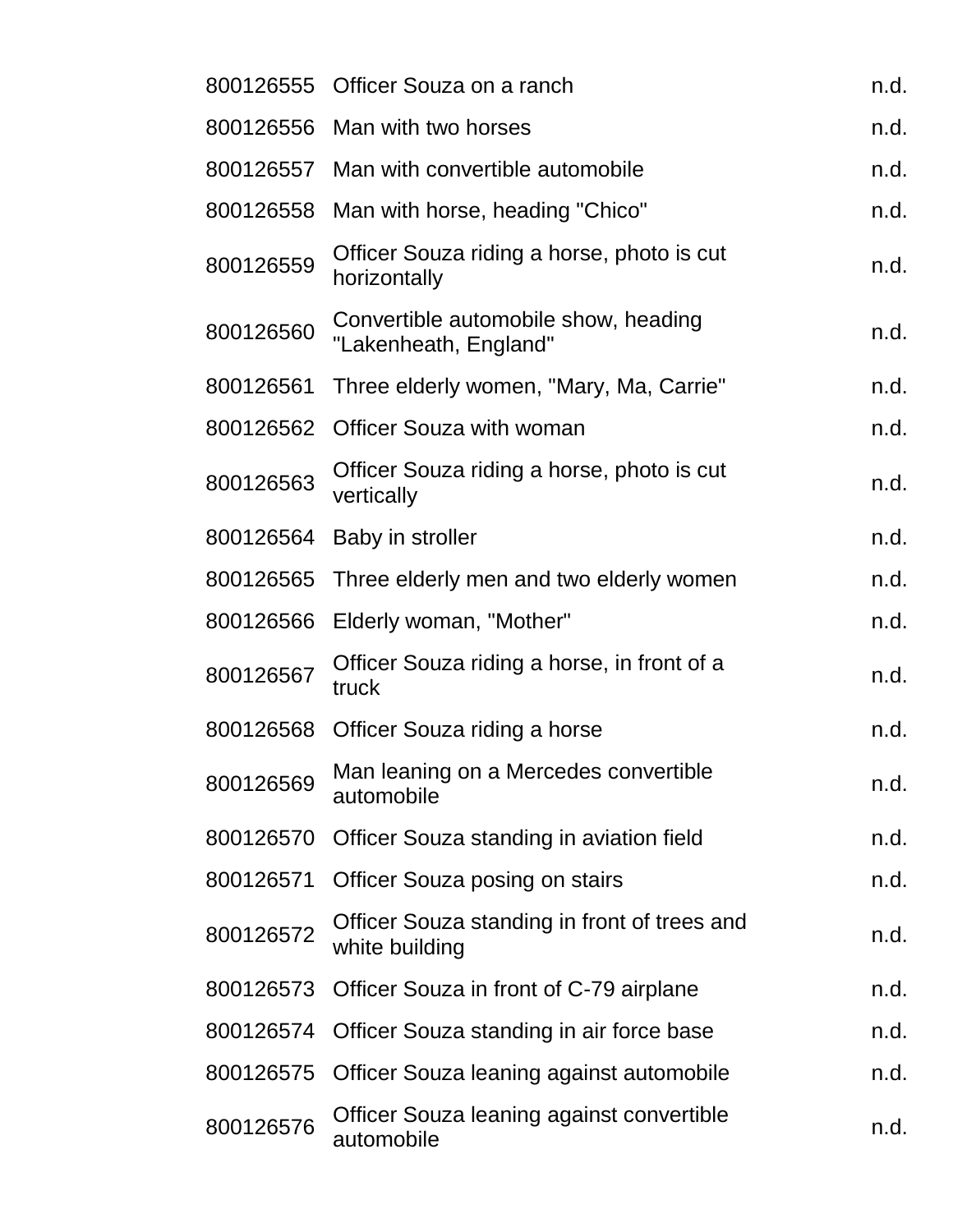| | | |
|---|---|---|
| 800126555 | Officer Souza on a ranch | n.d. |
| 800126556 | Man with two horses | n.d. |
| 800126557 | Man with convertible automobile | n.d. |
| 800126558 | Man with horse, heading "Chico" | n.d. |
| 800126559 | Officer Souza riding a horse, photo is cut horizontally | n.d. |
| 800126560 | Convertible automobile show, heading "Lakenheath, England" | n.d. |
| 800126561 | Three elderly women, "Mary, Ma, Carrie" | n.d. |
| 800126562 | Officer Souza with woman | n.d. |
| 800126563 | Officer Souza riding a horse, photo is cut vertically | n.d. |
| 800126564 | Baby in stroller | n.d. |
| 800126565 | Three elderly men and two elderly women | n.d. |
| 800126566 | Elderly woman, "Mother" | n.d. |
| 800126567 | Officer Souza riding a horse, in front of a truck | n.d. |
| 800126568 | Officer Souza riding a horse | n.d. |
| 800126569 | Man leaning on a Mercedes convertible automobile | n.d. |
| 800126570 | Officer Souza standing in aviation field | n.d. |
| 800126571 | Officer Souza posing on stairs | n.d. |
| 800126572 | Officer Souza standing in front of trees and white building | n.d. |
| 800126573 | Officer Souza in front of C-79 airplane | n.d. |
| 800126574 | Officer Souza standing in air force base | n.d. |
| 800126575 | Officer Souza leaning against automobile | n.d. |
| 800126576 | Officer Souza leaning against convertible automobile | n.d. |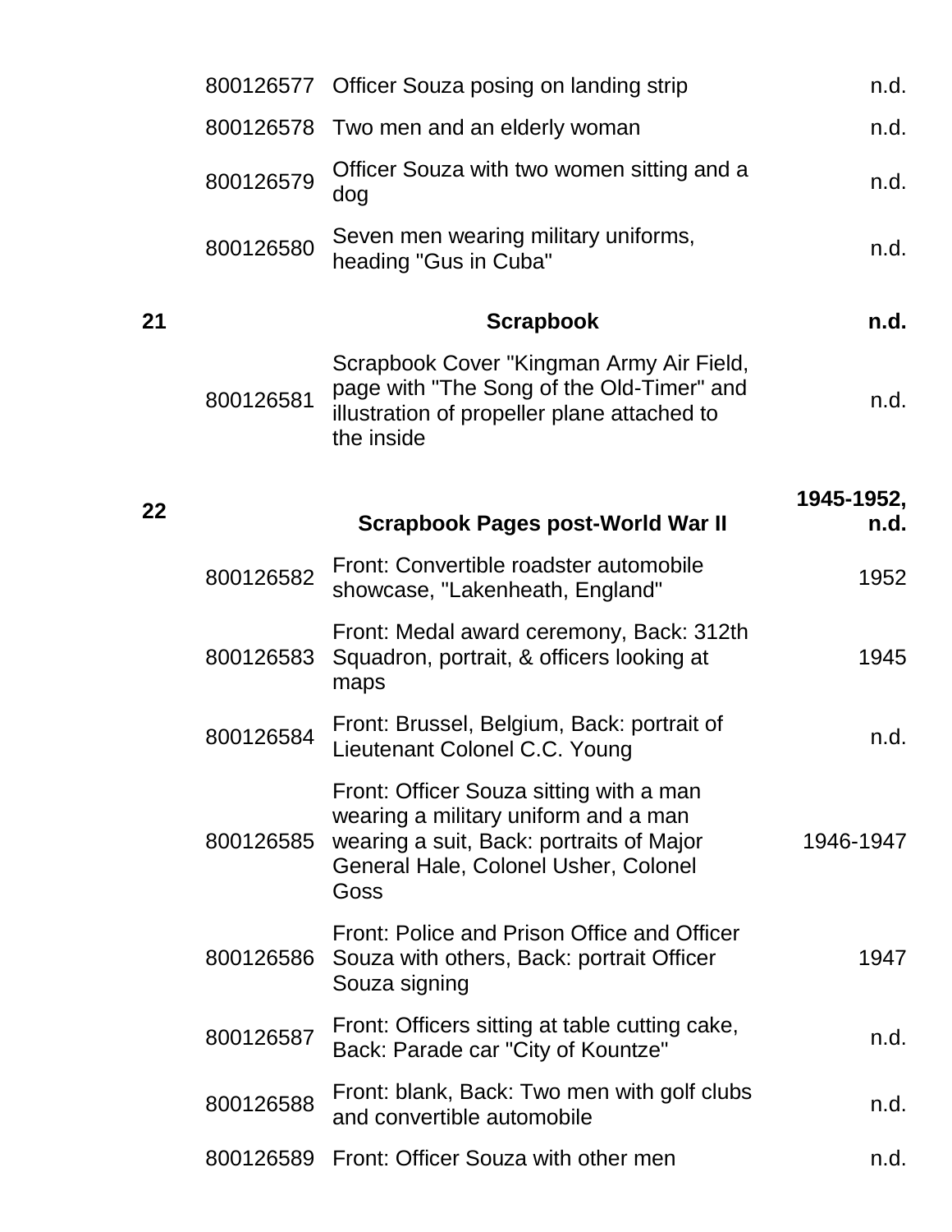| Box | Item ID | Description | Date |
|---|---|---|---|
| | 800126577 | Officer Souza posing on landing strip | n.d. |
| | 800126578 | Two men and an elderly woman | n.d. |
| | 800126579 | Officer Souza with two women sitting and a dog | n.d. |
| | 800126580 | Seven men wearing military uniforms, heading "Gus in Cuba" | n.d. |
| **21** | | **Scrapbook** | **n.d.** |
| | 800126581 | Scrapbook Cover "Kingman Army Air Field, page with "The Song of the Old-Timer" and illustration of propeller plane attached to the inside | n.d. |
| **22** | | **Scrapbook Pages post-World War II** | **1945-1952, n.d.** |
| | 800126582 | Front: Convertible roadster automobile showcase, "Lakenheath, England" | 1952 |
| | 800126583 | Front: Medal award ceremony, Back: 312th Squadron, portrait, & officers looking at maps | 1945 |
| | 800126584 | Front: Brussel, Belgium, Back: portrait of Lieutenant Colonel C.C. Young | n.d. |
| | 800126585 | Front: Officer Souza sitting with a man wearing a military uniform and a man wearing a suit, Back: portraits of Major General Hale, Colonel Usher, Colonel Goss | 1946-1947 |
| | 800126586 | Front: Police and Prison Office and Officer Souza with others, Back: portrait Officer Souza signing | 1947 |
| | 800126587 | Front: Officers sitting at table cutting cake, Back: Parade car "City of Kountze" | n.d. |
| | 800126588 | Front: blank, Back: Two men with golf clubs and convertible automobile | n.d. |
| | 800126589 | Front: Officer Souza with other men | n.d. |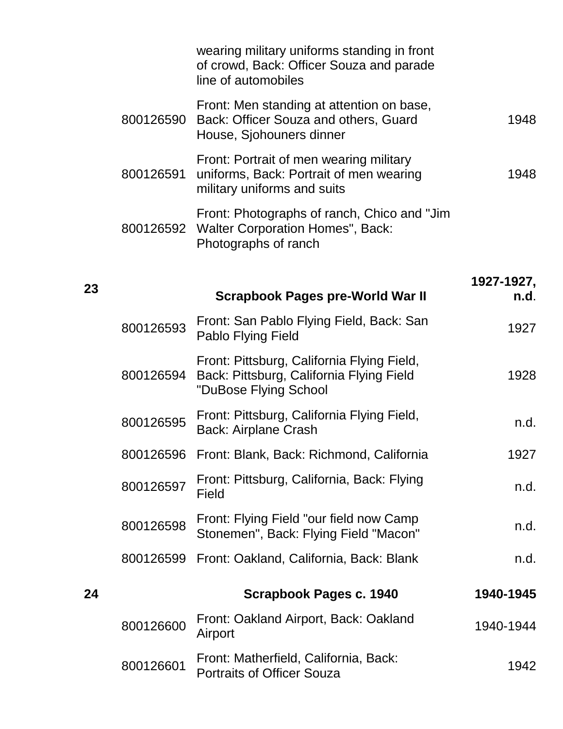| | | | |
|---|---|---|---|
| | | wearing military uniforms standing in front of crowd, Back: Officer Souza and parade line of automobiles | |
| | 800126590 | Front: Men standing at attention on base, Back: Officer Souza and others, Guard House, Sjohouners dinner | 1948 |
| | 800126591 | Front: Portrait of men wearing military uniforms, Back: Portrait of men wearing military uniforms and suits | 1948 |
| | 800126592 | Front: Photographs of ranch, Chico and "Jim Walter Corporation Homes", Back: Photographs of ranch | |
| **23** | | **Scrapbook Pages pre-World War II** | **1927-1927, n.d.** |
| | 800126593 | Front: San Pablo Flying Field, Back: San Pablo Flying Field | 1927 |
| | 800126594 | Front: Pittsburg, California Flying Field, Back: Pittsburg, California Flying Field "DuBose Flying School | 1928 |
| | 800126595 | Front: Pittsburg, California Flying Field, Back: Airplane Crash | n.d. |
| | 800126596 | Front: Blank, Back: Richmond, California | 1927 |
| | 800126597 | Front: Pittsburg, California, Back: Flying Field | n.d. |
| | 800126598 | Front: Flying Field "our field now Camp Stonemen", Back: Flying Field "Macon" | n.d. |
| | 800126599 | Front: Oakland, California, Back: Blank | n.d. |
| **24** | | **Scrapbook Pages c. 1940** | **1940-1945** |
| | 800126600 | Front: Oakland Airport, Back: Oakland Airport | 1940-1944 |
| | 800126601 | Front: Matherfield, California, Back: Portraits of Officer Souza | 1942 |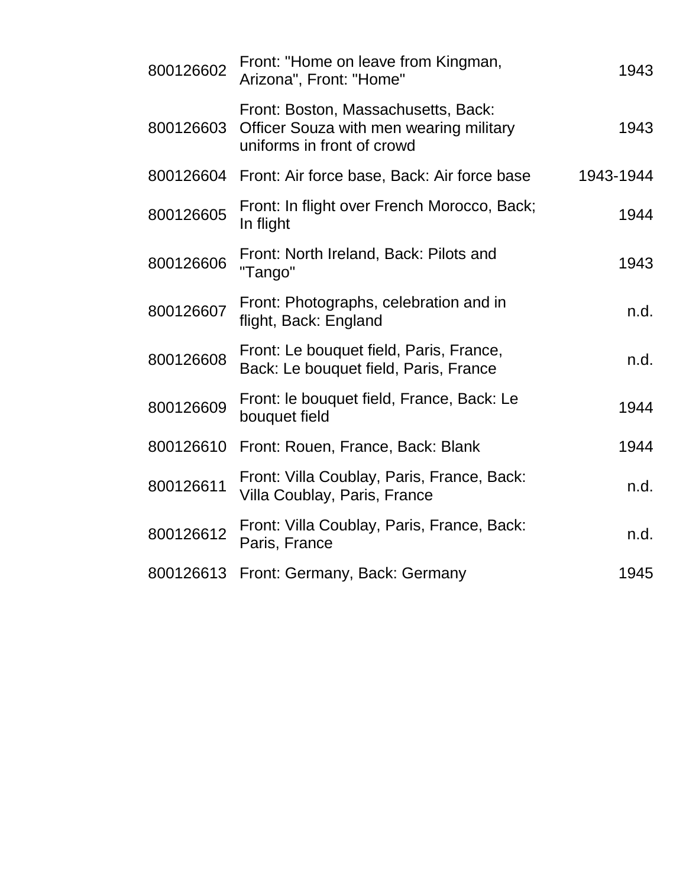| | | |
|---|---|---|
| 800126602 | Front: "Home on leave from Kingman, Arizona", Front: "Home" | 1943 |
| 800126603 | Front: Boston, Massachusetts, Back: Officer Souza with men wearing military uniforms in front of crowd | 1943 |
| 800126604 | Front: Air force base, Back: Air force base | 1943-1944 |
| 800126605 | Front: In flight over French Morocco, Back; In flight | 1944 |
| 800126606 | Front: North Ireland, Back: Pilots and "Tango" | 1943 |
| 800126607 | Front: Photographs, celebration and in flight, Back: England | n.d. |
| 800126608 | Front: Le bouquet field, Paris, France, Back: Le bouquet field, Paris, France | n.d. |
| 800126609 | Front: le bouquet field, France, Back: Le bouquet field | 1944 |
| 800126610 | Front: Rouen, France, Back: Blank | 1944 |
| 800126611 | Front: Villa Coublay, Paris, France, Back: Villa Coublay, Paris, France | n.d. |
| 800126612 | Front: Villa Coublay, Paris, France, Back: Paris, France | n.d. |
| 800126613 | Front: Germany, Back: Germany | 1945 |